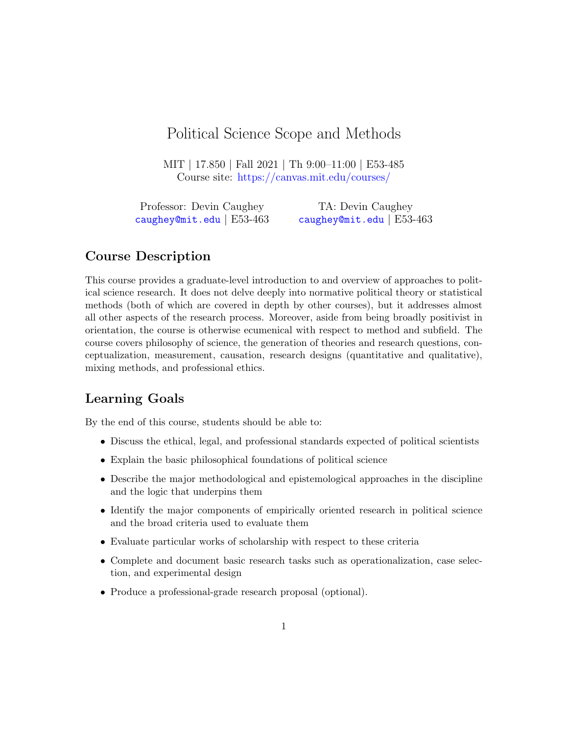# Political Science Scope and Methods

MIT | 17.850 | Fall 2021 | Th 9:00–11:00 | E53-485
Course site: https://canvas.mit.edu/courses/

Professor: Devin Caughey
caughey@mit.edu | E53-463

TA: Devin Caughey
caughey@mit.edu | E53-463

## Course Description

This course provides a graduate-level introduction to and overview of approaches to political science research. It does not delve deeply into normative political theory or statistical methods (both of which are covered in depth by other courses), but it addresses almost all other aspects of the research process. Moreover, aside from being broadly positivist in orientation, the course is otherwise ecumenical with respect to method and subfield. The course covers philosophy of science, the generation of theories and research questions, conceptualization, measurement, causation, research designs (quantitative and qualitative), mixing methods, and professional ethics.

## Learning Goals

By the end of this course, students should be able to:

- Discuss the ethical, legal, and professional standards expected of political scientists
- Explain the basic philosophical foundations of political science
- Describe the major methodological and epistemological approaches in the discipline and the logic that underpins them
- Identify the major components of empirically oriented research in political science and the broad criteria used to evaluate them
- Evaluate particular works of scholarship with respect to these criteria
- Complete and document basic research tasks such as operationalization, case selection, and experimental design
- Produce a professional-grade research proposal (optional).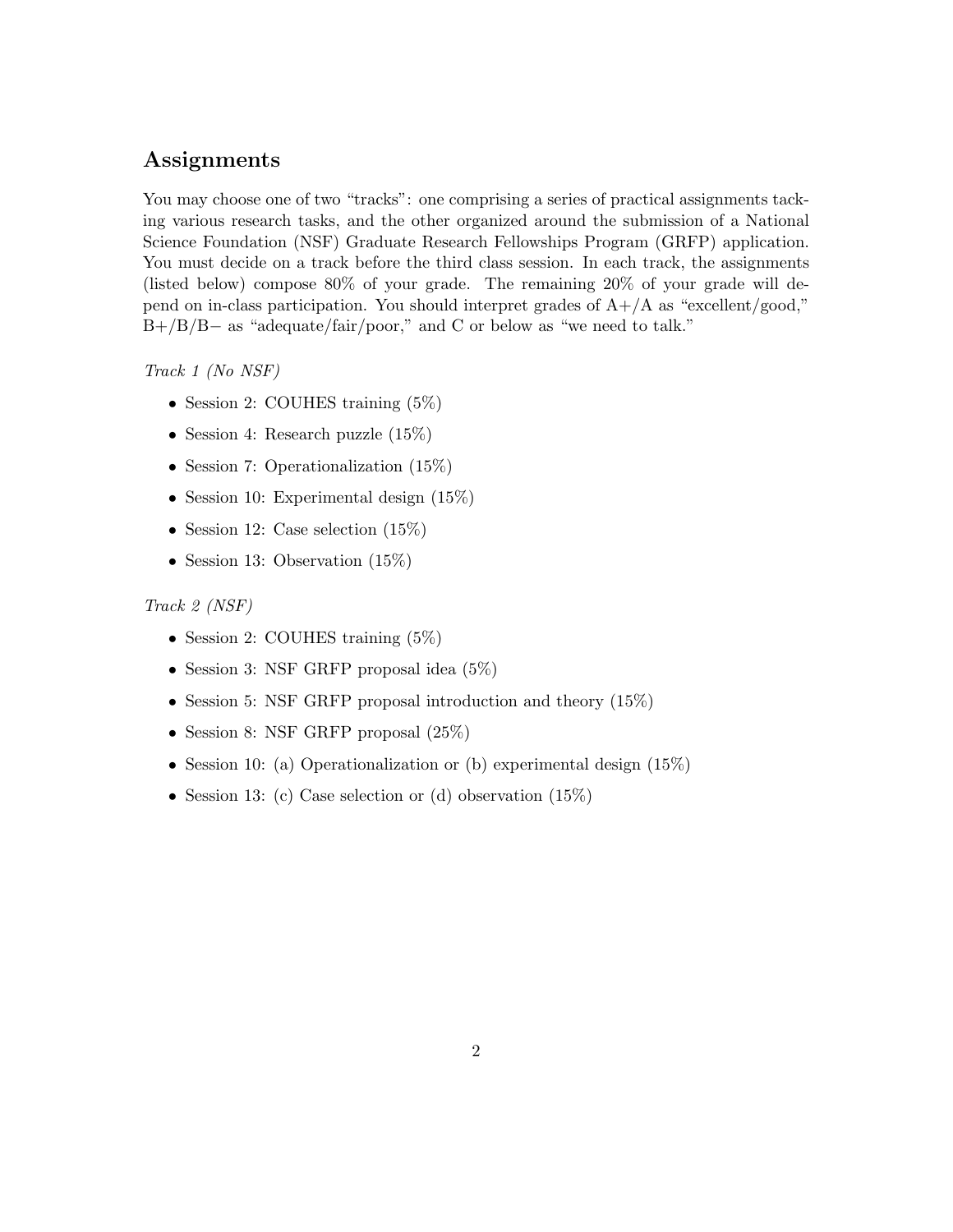## Assignments

You may choose one of two "tracks": one comprising a series of practical assignments tacking various research tasks, and the other organized around the submission of a National Science Foundation (NSF) Graduate Research Fellowships Program (GRFP) application. You must decide on a track before the third class session. In each track, the assignments (listed below) compose 80% of your grade. The remaining 20% of your grade will depend on in-class participation. You should interpret grades of A+/A as "excellent/good," B+/B/B− as "adequate/fair/poor," and C or below as "we need to talk."

*Track 1 (No NSF)*

- Session 2: COUHES training (5%)
- Session 4: Research puzzle (15%)
- Session 7: Operationalization (15%)
- Session 10: Experimental design (15%)
- Session 12: Case selection (15%)
- Session 13: Observation (15%)

*Track 2 (NSF)*

- Session 2: COUHES training (5%)
- Session 3: NSF GRFP proposal idea (5%)
- Session 5: NSF GRFP proposal introduction and theory (15%)
- Session 8: NSF GRFP proposal (25%)
- Session 10: (a) Operationalization or (b) experimental design (15%)
- Session 13: (c) Case selection or (d) observation (15%)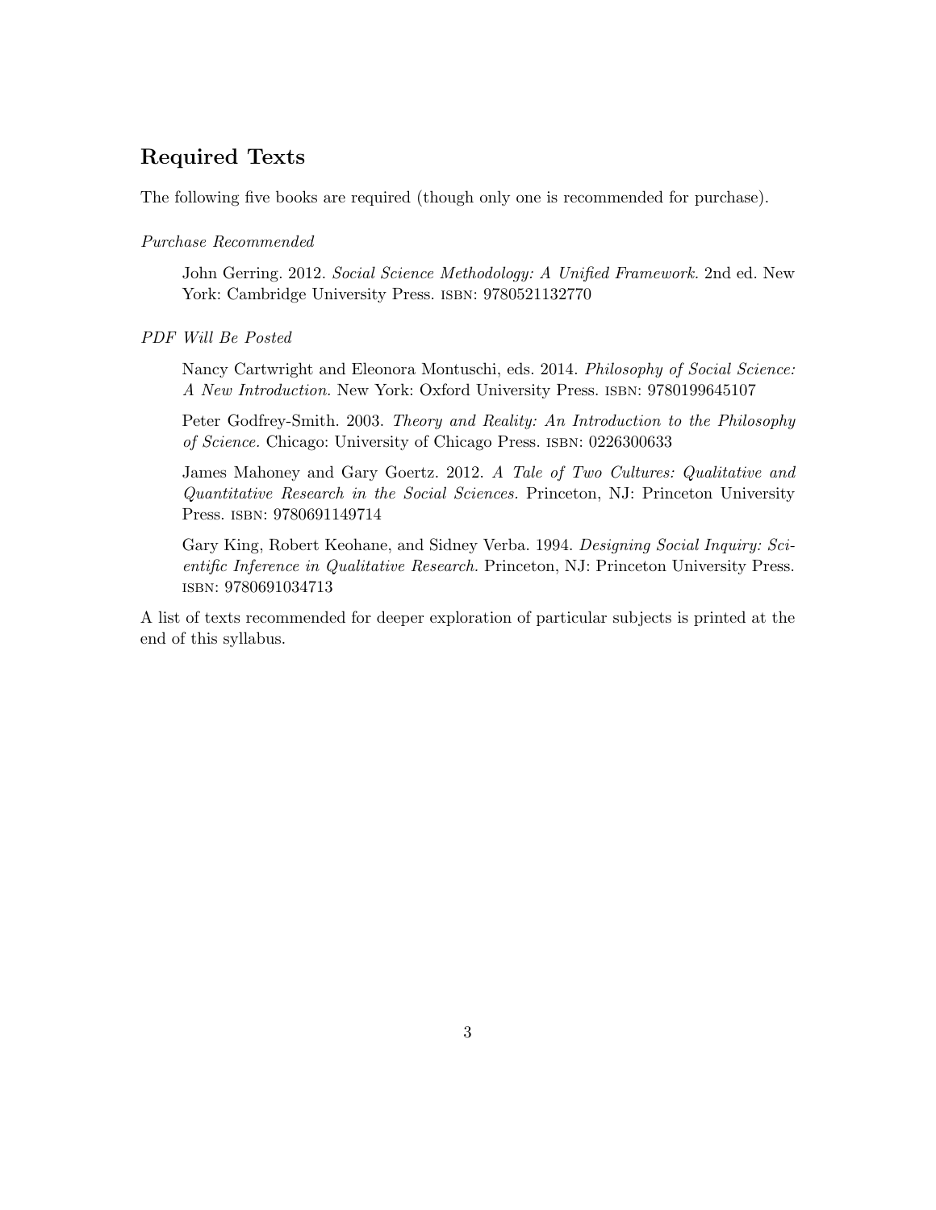## Required Texts

The following five books are required (though only one is recommended for purchase).

*Purchase Recommended*

> John Gerring. 2012. *Social Science Methodology: A Unified Framework.* 2nd ed. New York: Cambridge University Press. ISBN: 9780521132770

*PDF Will Be Posted*

> Nancy Cartwright and Eleonora Montuschi, eds. 2014. *Philosophy of Social Science: A New Introduction.* New York: Oxford University Press. ISBN: 9780199645107
>
> Peter Godfrey-Smith. 2003. *Theory and Reality: An Introduction to the Philosophy of Science.* Chicago: University of Chicago Press. ISBN: 0226300633
>
> James Mahoney and Gary Goertz. 2012. *A Tale of Two Cultures: Qualitative and Quantitative Research in the Social Sciences.* Princeton, NJ: Princeton University Press. ISBN: 9780691149714
>
> Gary King, Robert Keohane, and Sidney Verba. 1994. *Designing Social Inquiry: Scientific Inference in Qualitative Research.* Princeton, NJ: Princeton University Press. ISBN: 9780691034713

A list of texts recommended for deeper exploration of particular subjects is printed at the end of this syllabus.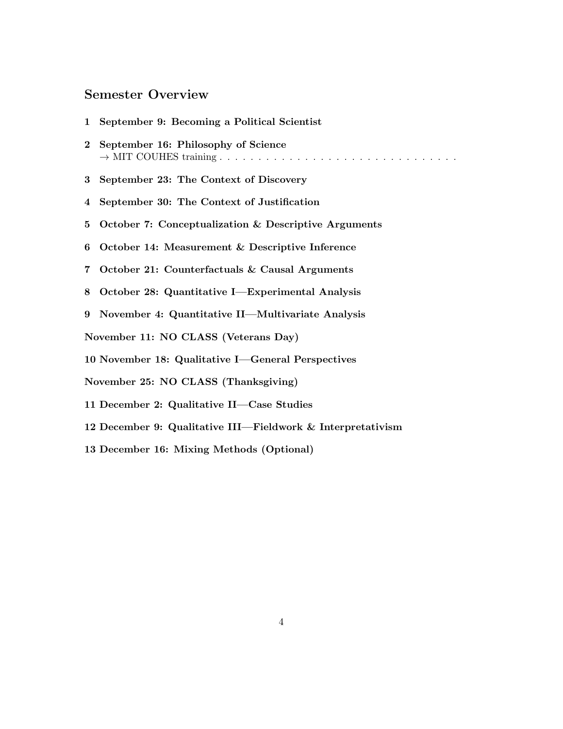## Semester Overview

**1 September 9: Becoming a Political Scientist**

**2 September 16: Philosophy of Science**
→ MIT COUHES training . . . . . . . . . . . . . . . . . . . . . . . . . . . . . . . . .

**3 September 23: The Context of Discovery**

**4 September 30: The Context of Justification**

**5 October 7: Conceptualization & Descriptive Arguments**

**6 October 14: Measurement & Descriptive Inference**

**7 October 21: Counterfactuals & Causal Arguments**

**8 October 28: Quantitative I—Experimental Analysis**

**9 November 4: Quantitative II—Multivariate Analysis**

**November 11: NO CLASS (Veterans Day)**

**10 November 18: Qualitative I—General Perspectives**

**November 25: NO CLASS (Thanksgiving)**

**11 December 2: Qualitative II—Case Studies**

**12 December 9: Qualitative III—Fieldwork & Interpretativism**

**13 December 16: Mixing Methods (Optional)**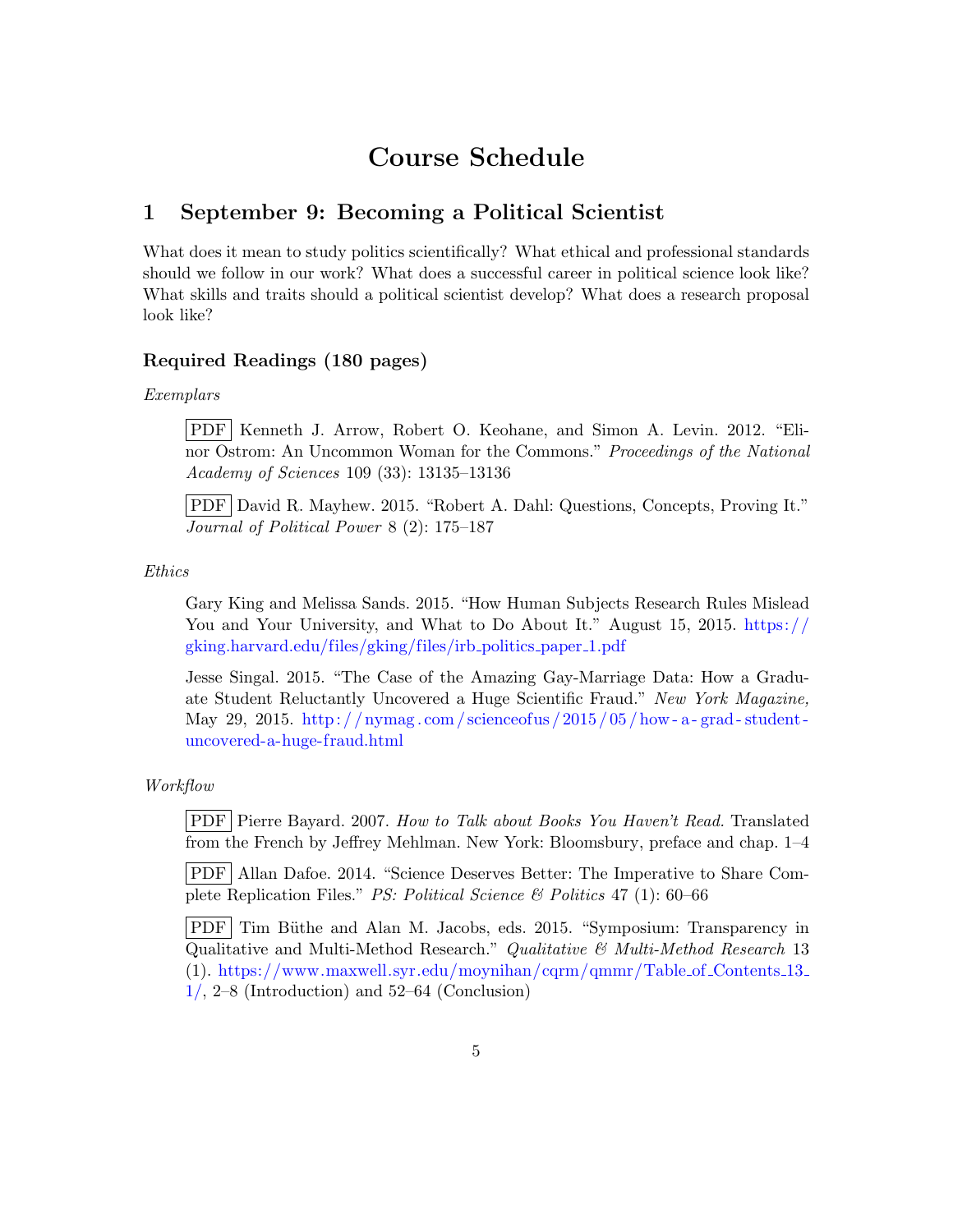# Course Schedule

## 1 September 9: Becoming a Political Scientist

What does it mean to study politics scientifically? What ethical and professional standards should we follow in our work? What does a successful career in political science look like? What skills and traits should a political scientist develop? What does a research proposal look like?

### Required Readings (180 pages)

*Exemplars*

PDF Kenneth J. Arrow, Robert O. Keohane, and Simon A. Levin. 2012. "Elinor Ostrom: An Uncommon Woman for the Commons." *Proceedings of the National Academy of Sciences* 109 (33): 13135–13136

PDF David R. Mayhew. 2015. "Robert A. Dahl: Questions, Concepts, Proving It." *Journal of Political Power* 8 (2): 175–187

*Ethics*

Gary King and Melissa Sands. 2015. "How Human Subjects Research Rules Mislead You and Your University, and What to Do About It." August 15, 2015. https://gking.harvard.edu/files/gking/files/irb_politics_paper_1.pdf

Jesse Singal. 2015. "The Case of the Amazing Gay-Marriage Data: How a Graduate Student Reluctantly Uncovered a Huge Scientific Fraud." *New York Magazine,* May 29, 2015. http://nymag.com/scienceofus/2015/05/how-a-grad-student-uncovered-a-huge-fraud.html

*Workflow*

PDF Pierre Bayard. 2007. *How to Talk about Books You Haven't Read.* Translated from the French by Jeffrey Mehlman. New York: Bloomsbury, preface and chap. 1–4

PDF Allan Dafoe. 2014. "Science Deserves Better: The Imperative to Share Complete Replication Files." *PS: Political Science & Politics* 47 (1): 60–66

PDF Tim Büthe and Alan M. Jacobs, eds. 2015. "Symposium: Transparency in Qualitative and Multi-Method Research." *Qualitative & Multi-Method Research* 13 (1). https://www.maxwell.syr.edu/moynihan/cqrm/qmmr/Table_of_Contents_13_1/, 2–8 (Introduction) and 52–64 (Conclusion)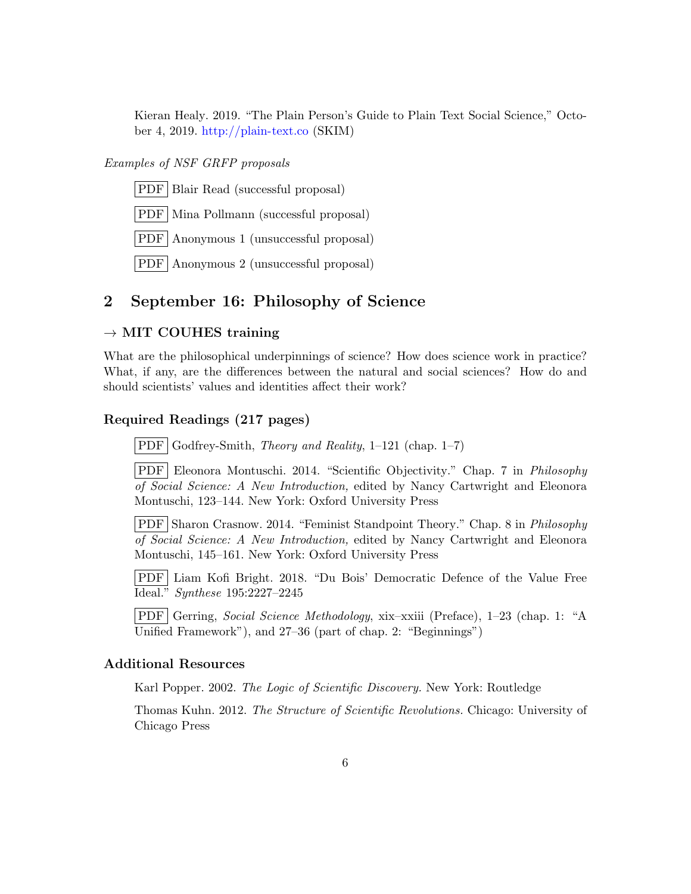Kieran Healy. 2019. "The Plain Person's Guide to Plain Text Social Science," October 4, 2019. http://plain-text.co (SKIM)

*Examples of NSF GRFP proposals*

PDF Blair Read (successful proposal)

PDF Mina Pollmann (successful proposal)

PDF Anonymous 1 (unsuccessful proposal)

PDF Anonymous 2 (unsuccessful proposal)

## 2 September 16: Philosophy of Science

### → MIT COUHES training

What are the philosophical underpinnings of science? How does science work in practice? What, if any, are the differences between the natural and social sciences? How do and should scientists' values and identities affect their work?

### Required Readings (217 pages)

PDF Godfrey-Smith, *Theory and Reality*, 1–121 (chap. 1–7)

PDF Eleonora Montuschi. 2014. "Scientific Objectivity." Chap. 7 in *Philosophy of Social Science: A New Introduction,* edited by Nancy Cartwright and Eleonora Montuschi, 123–144. New York: Oxford University Press

PDF Sharon Crasnow. 2014. "Feminist Standpoint Theory." Chap. 8 in *Philosophy of Social Science: A New Introduction,* edited by Nancy Cartwright and Eleonora Montuschi, 145–161. New York: Oxford University Press

PDF Liam Kofi Bright. 2018. "Du Bois' Democratic Defence of the Value Free Ideal." *Synthese* 195:2227–2245

PDF Gerring, *Social Science Methodology*, xix–xxiii (Preface), 1–23 (chap. 1: "A Unified Framework"), and 27–36 (part of chap. 2: "Beginnings")

### Additional Resources

Karl Popper. 2002. *The Logic of Scientific Discovery.* New York: Routledge

Thomas Kuhn. 2012. *The Structure of Scientific Revolutions.* Chicago: University of Chicago Press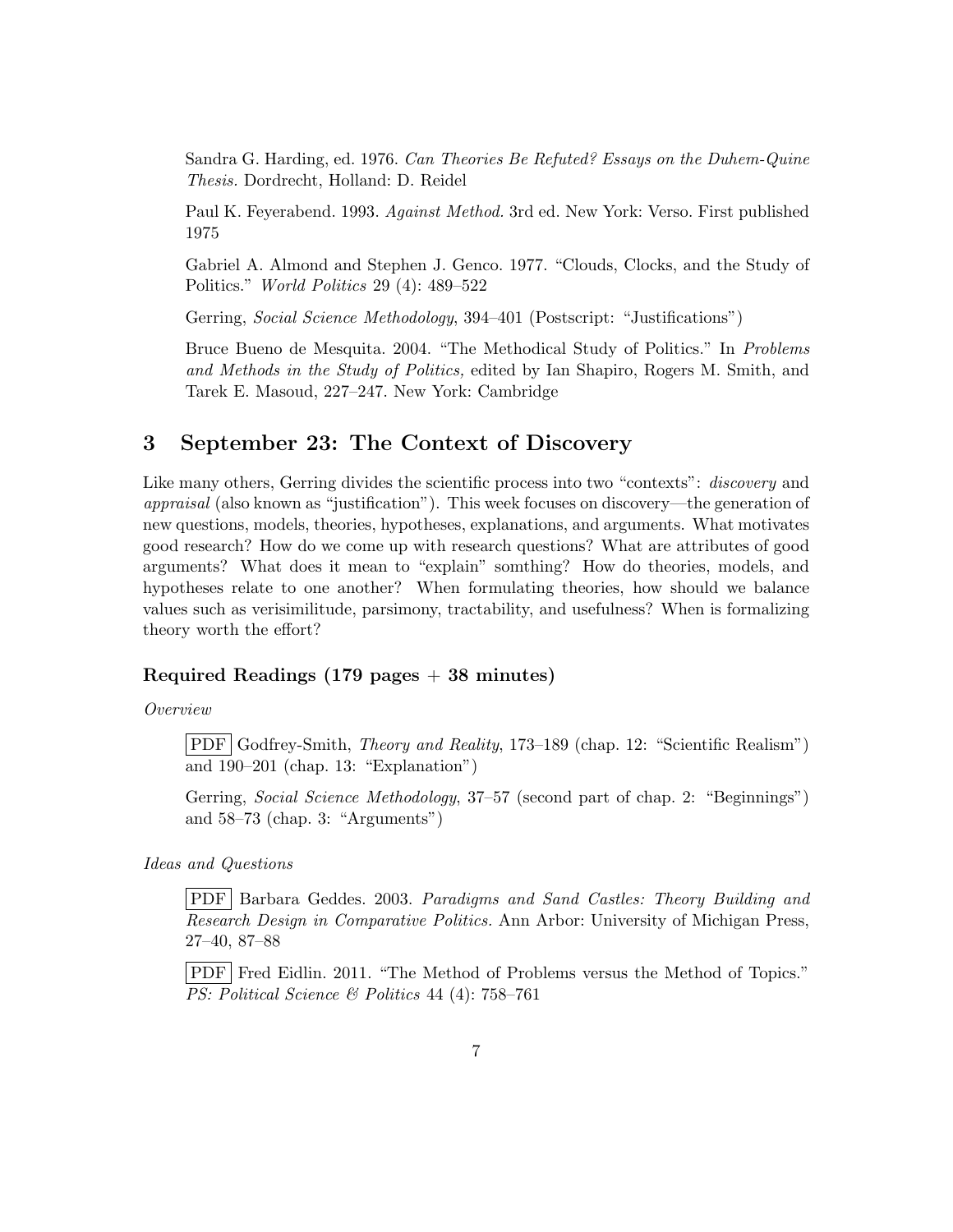Sandra G. Harding, ed. 1976. *Can Theories Be Refuted? Essays on the Duhem-Quine Thesis.* Dordrecht, Holland: D. Reidel

Paul K. Feyerabend. 1993. *Against Method.* 3rd ed. New York: Verso. First published 1975

Gabriel A. Almond and Stephen J. Genco. 1977. "Clouds, Clocks, and the Study of Politics." *World Politics* 29 (4): 489–522

Gerring, *Social Science Methodology*, 394–401 (Postscript: "Justifications")

Bruce Bueno de Mesquita. 2004. "The Methodical Study of Politics." In *Problems and Methods in the Study of Politics,* edited by Ian Shapiro, Rogers M. Smith, and Tarek E. Masoud, 227–247. New York: Cambridge

## 3 September 23: The Context of Discovery

Like many others, Gerring divides the scientific process into two "contexts": *discovery* and *appraisal* (also known as "justification"). This week focuses on discovery—the generation of new questions, models, theories, hypotheses, explanations, and arguments. What motivates good research? How do we come up with research questions? What are attributes of good arguments? What does it mean to "explain" somthing? How do theories, models, and hypotheses relate to one another? When formulating theories, how should we balance values such as verisimilitude, parsimony, tractability, and usefulness? When is formalizing theory worth the effort?

### Required Readings (179 pages + 38 minutes)

*Overview*

PDF Godfrey-Smith, *Theory and Reality*, 173–189 (chap. 12: "Scientific Realism") and 190–201 (chap. 13: "Explanation")

Gerring, *Social Science Methodology*, 37–57 (second part of chap. 2: "Beginnings") and 58–73 (chap. 3: "Arguments")

*Ideas and Questions*

PDF Barbara Geddes. 2003. *Paradigms and Sand Castles: Theory Building and Research Design in Comparative Politics.* Ann Arbor: University of Michigan Press, 27–40, 87–88

PDF Fred Eidlin. 2011. "The Method of Problems versus the Method of Topics." *PS: Political Science & Politics* 44 (4): 758–761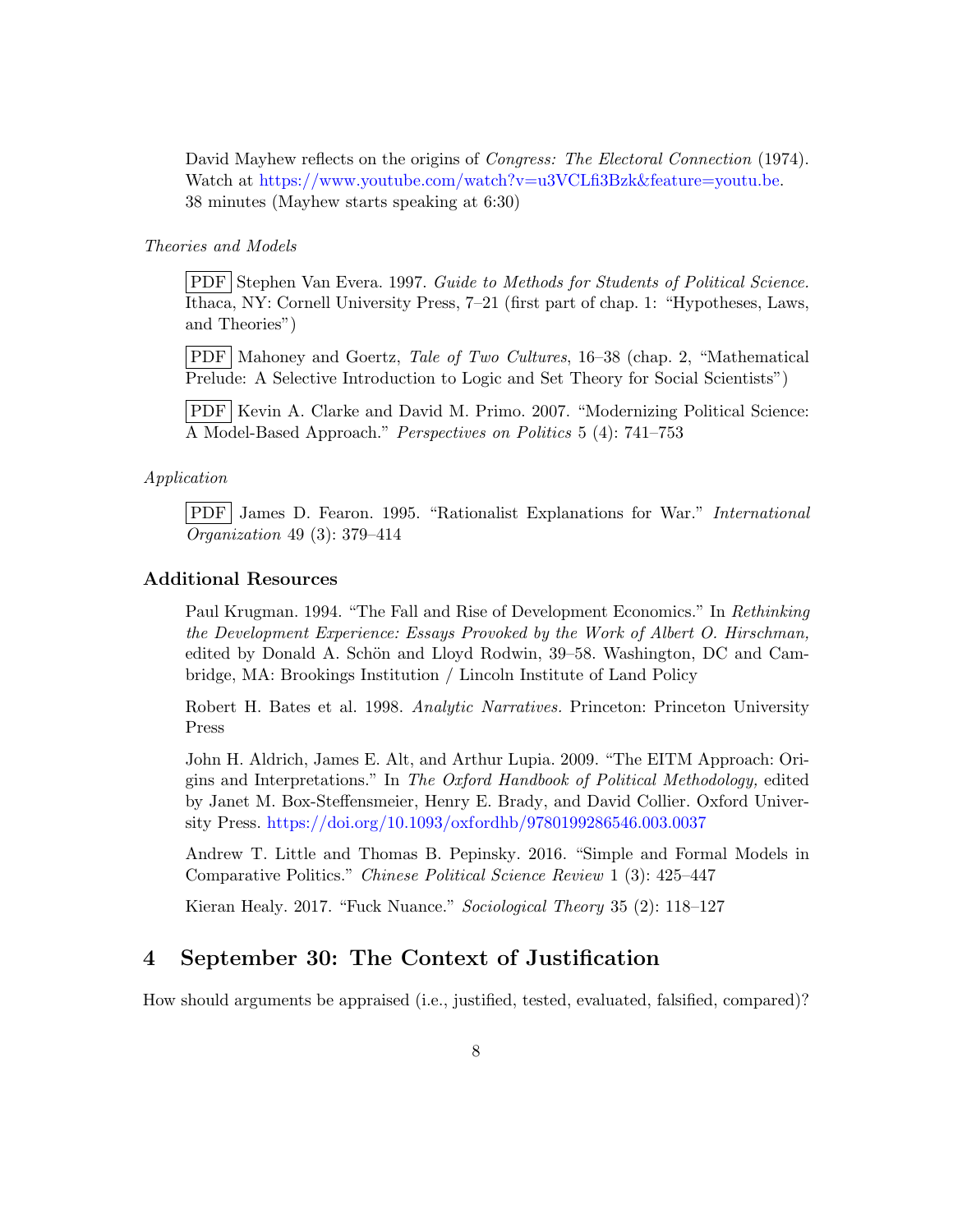David Mayhew reflects on the origins of *Congress: The Electoral Connection* (1974). Watch at https://www.youtube.com/watch?v=u3VCLfi3Bzk&feature=youtu.be. 38 minutes (Mayhew starts speaking at 6:30)

*Theories and Models*

PDF Stephen Van Evera. 1997. *Guide to Methods for Students of Political Science.* Ithaca, NY: Cornell University Press, 7–21 (first part of chap. 1: "Hypotheses, Laws, and Theories")

PDF Mahoney and Goertz, *Tale of Two Cultures*, 16–38 (chap. 2, "Mathematical Prelude: A Selective Introduction to Logic and Set Theory for Social Scientists")

PDF Kevin A. Clarke and David M. Primo. 2007. "Modernizing Political Science: A Model-Based Approach." *Perspectives on Politics* 5 (4): 741–753

*Application*

PDF James D. Fearon. 1995. "Rationalist Explanations for War." *International Organization* 49 (3): 379–414

### Additional Resources

Paul Krugman. 1994. "The Fall and Rise of Development Economics." In *Rethinking the Development Experience: Essays Provoked by the Work of Albert O. Hirschman,* edited by Donald A. Schön and Lloyd Rodwin, 39–58. Washington, DC and Cambridge, MA: Brookings Institution / Lincoln Institute of Land Policy

Robert H. Bates et al. 1998. *Analytic Narratives.* Princeton: Princeton University Press

John H. Aldrich, James E. Alt, and Arthur Lupia. 2009. "The EITM Approach: Origins and Interpretations." In *The Oxford Handbook of Political Methodology,* edited by Janet M. Box-Steffensmeier, Henry E. Brady, and David Collier. Oxford University Press. https://doi.org/10.1093/oxfordhb/9780199286546.003.0037

Andrew T. Little and Thomas B. Pepinsky. 2016. "Simple and Formal Models in Comparative Politics." *Chinese Political Science Review* 1 (3): 425–447

Kieran Healy. 2017. "Fuck Nuance." *Sociological Theory* 35 (2): 118–127

## 4 September 30: The Context of Justification

How should arguments be appraised (i.e., justified, tested, evaluated, falsified, compared)?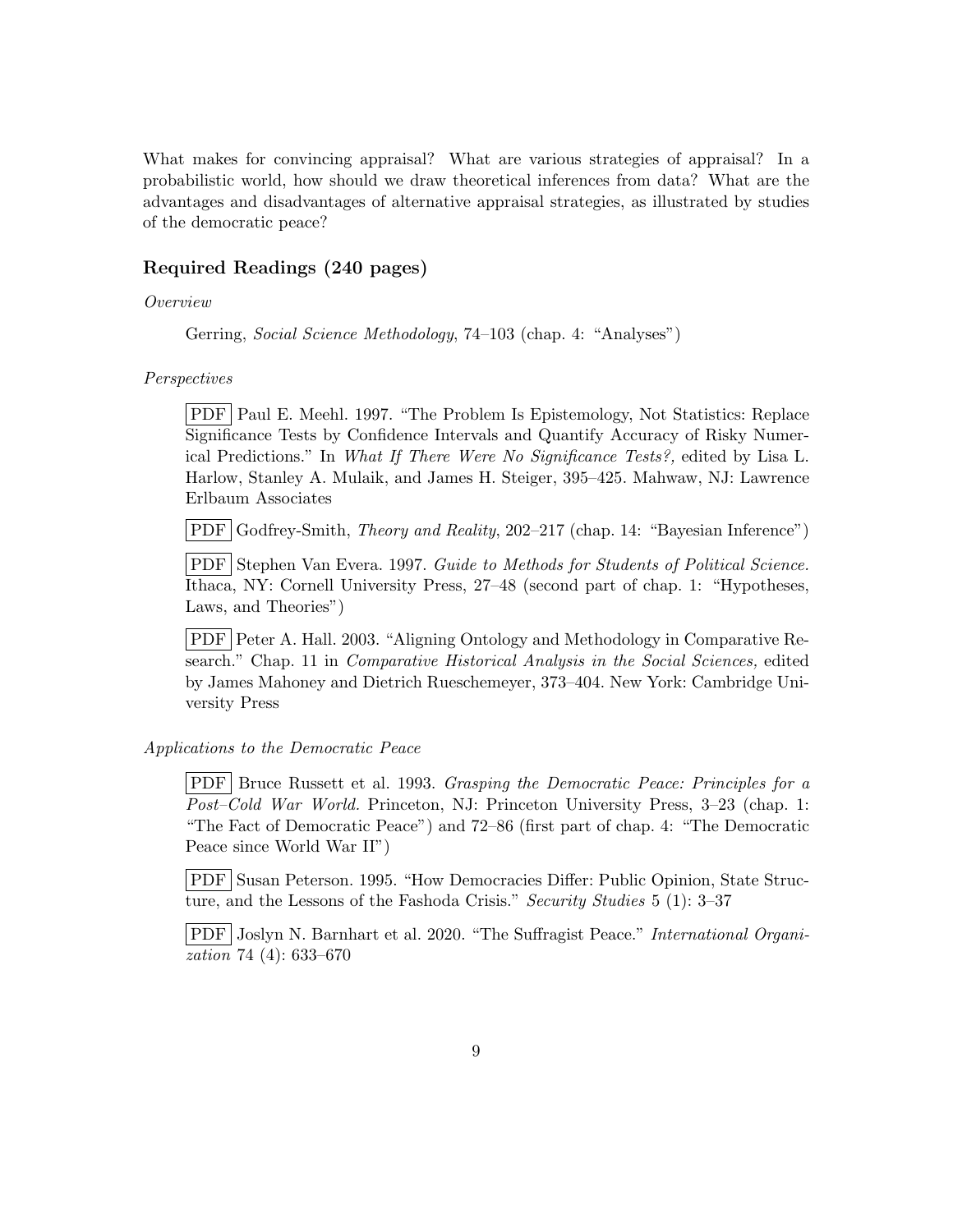What makes for convincing appraisal? What are various strategies of appraisal? In a probabilistic world, how should we draw theoretical inferences from data? What are the advantages and disadvantages of alternative appraisal strategies, as illustrated by studies of the democratic peace?

### Required Readings (240 pages)

*Overview*

Gerring, *Social Science Methodology*, 74–103 (chap. 4: "Analyses")

*Perspectives*

PDF Paul E. Meehl. 1997. "The Problem Is Epistemology, Not Statistics: Replace Significance Tests by Confidence Intervals and Quantify Accuracy of Risky Numerical Predictions." In *What If There Were No Significance Tests?,* edited by Lisa L. Harlow, Stanley A. Mulaik, and James H. Steiger, 395–425. Mahwaw, NJ: Lawrence Erlbaum Associates

PDF Godfrey-Smith, *Theory and Reality*, 202–217 (chap. 14: "Bayesian Inference")

PDF Stephen Van Evera. 1997. *Guide to Methods for Students of Political Science.* Ithaca, NY: Cornell University Press, 27–48 (second part of chap. 1: "Hypotheses, Laws, and Theories")

PDF Peter A. Hall. 2003. "Aligning Ontology and Methodology in Comparative Research." Chap. 11 in *Comparative Historical Analysis in the Social Sciences,* edited by James Mahoney and Dietrich Rueschemeyer, 373–404. New York: Cambridge University Press

*Applications to the Democratic Peace*

PDF Bruce Russett et al. 1993. *Grasping the Democratic Peace: Principles for a Post–Cold War World.* Princeton, NJ: Princeton University Press, 3–23 (chap. 1: "The Fact of Democratic Peace") and 72–86 (first part of chap. 4: "The Democratic Peace since World War II")

PDF Susan Peterson. 1995. "How Democracies Differ: Public Opinion, State Structure, and the Lessons of the Fashoda Crisis." *Security Studies* 5 (1): 3–37

PDF Joslyn N. Barnhart et al. 2020. "The Suffragist Peace." *International Organization* 74 (4): 633–670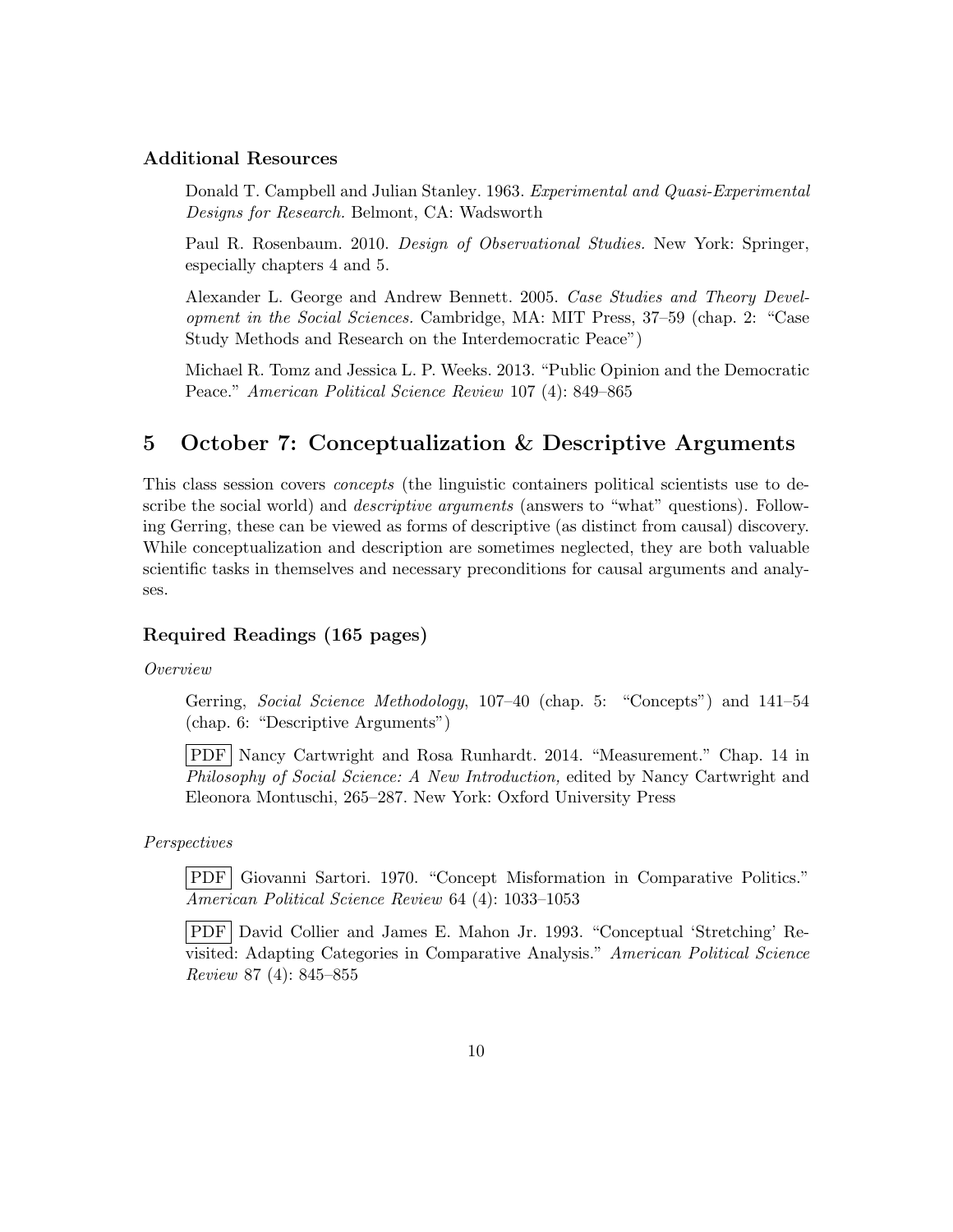### Additional Resources

Donald T. Campbell and Julian Stanley. 1963. *Experimental and Quasi-Experimental Designs for Research.* Belmont, CA: Wadsworth

Paul R. Rosenbaum. 2010. *Design of Observational Studies.* New York: Springer, especially chapters 4 and 5.

Alexander L. George and Andrew Bennett. 2005. *Case Studies and Theory Development in the Social Sciences.* Cambridge, MA: MIT Press, 37–59 (chap. 2: "Case Study Methods and Research on the Interdemocratic Peace")

Michael R. Tomz and Jessica L. P. Weeks. 2013. "Public Opinion and the Democratic Peace." *American Political Science Review* 107 (4): 849–865

## 5 October 7: Conceptualization & Descriptive Arguments

This class session covers *concepts* (the linguistic containers political scientists use to describe the social world) and *descriptive arguments* (answers to "what" questions). Following Gerring, these can be viewed as forms of descriptive (as distinct from causal) discovery. While conceptualization and description are sometimes neglected, they are both valuable scientific tasks in themselves and necessary preconditions for causal arguments and analyses.

### Required Readings (165 pages)

*Overview*

Gerring, *Social Science Methodology*, 107–40 (chap. 5: "Concepts") and 141–54 (chap. 6: "Descriptive Arguments")

PDF Nancy Cartwright and Rosa Runhardt. 2014. "Measurement." Chap. 14 in *Philosophy of Social Science: A New Introduction,* edited by Nancy Cartwright and Eleonora Montuschi, 265–287. New York: Oxford University Press

*Perspectives*

PDF Giovanni Sartori. 1970. "Concept Misformation in Comparative Politics." *American Political Science Review* 64 (4): 1033–1053

PDF David Collier and James E. Mahon Jr. 1993. "Conceptual 'Stretching' Revisited: Adapting Categories in Comparative Analysis." *American Political Science Review* 87 (4): 845–855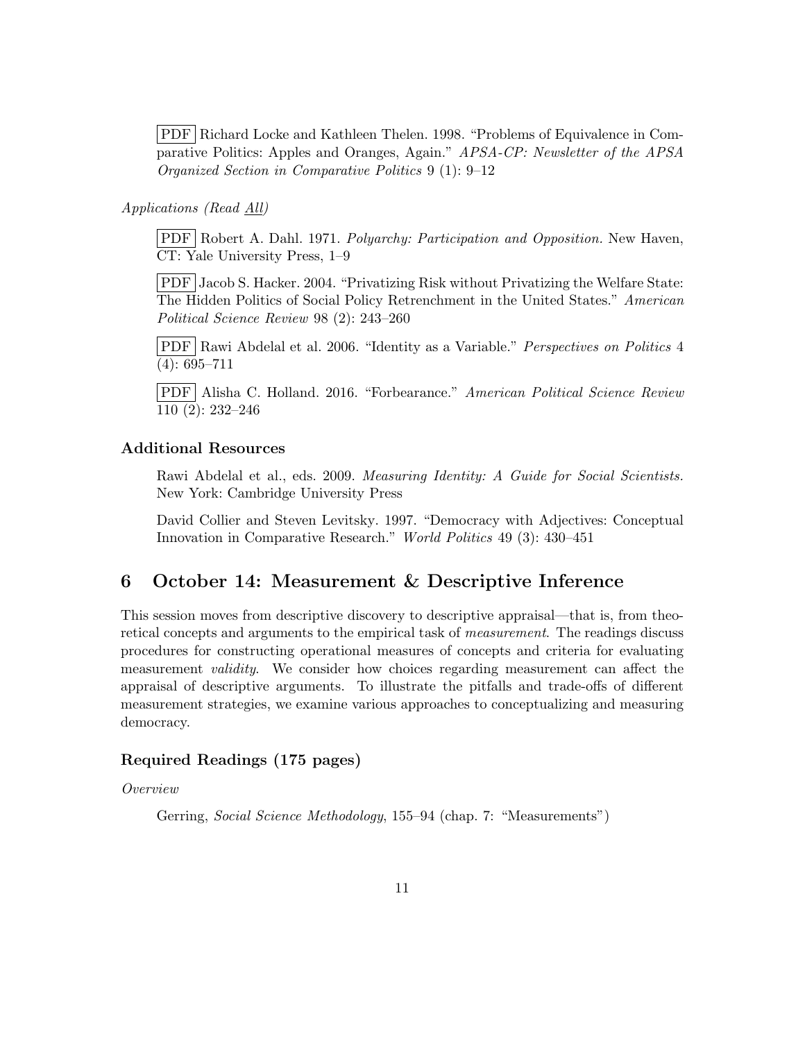PDF Richard Locke and Kathleen Thelen. 1998. "Problems of Equivalence in Comparative Politics: Apples and Oranges, Again." *APSA-CP: Newsletter of the APSA Organized Section in Comparative Politics* 9 (1): 9–12

*Applications (Read All)*

PDF Robert A. Dahl. 1971. *Polyarchy: Participation and Opposition.* New Haven, CT: Yale University Press, 1–9

PDF Jacob S. Hacker. 2004. "Privatizing Risk without Privatizing the Welfare State: The Hidden Politics of Social Policy Retrenchment in the United States." *American Political Science Review* 98 (2): 243–260

PDF Rawi Abdelal et al. 2006. "Identity as a Variable." *Perspectives on Politics* 4 (4): 695–711

PDF Alisha C. Holland. 2016. "Forbearance." *American Political Science Review* 110 (2): 232–246

### Additional Resources

Rawi Abdelal et al., eds. 2009. *Measuring Identity: A Guide for Social Scientists.* New York: Cambridge University Press

David Collier and Steven Levitsky. 1997. "Democracy with Adjectives: Conceptual Innovation in Comparative Research." *World Politics* 49 (3): 430–451

## 6 October 14: Measurement & Descriptive Inference

This session moves from descriptive discovery to descriptive appraisal—that is, from theoretical concepts and arguments to the empirical task of *measurement*. The readings discuss procedures for constructing operational measures of concepts and criteria for evaluating measurement *validity*. We consider how choices regarding measurement can affect the appraisal of descriptive arguments. To illustrate the pitfalls and trade-offs of different measurement strategies, we examine various approaches to conceptualizing and measuring democracy.

### Required Readings (175 pages)

*Overview*

Gerring, *Social Science Methodology*, 155–94 (chap. 7: "Measurements")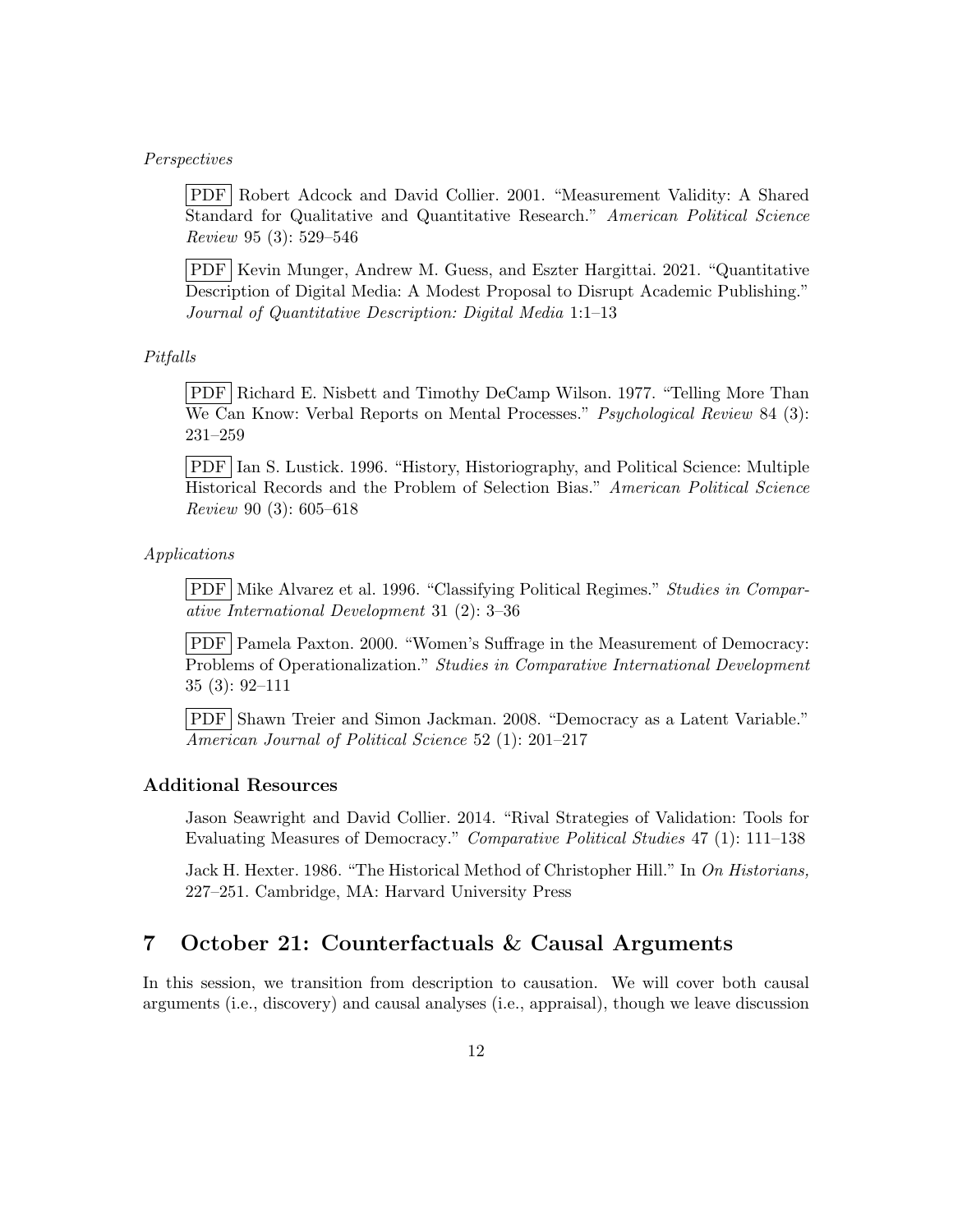*Perspectives*

PDF Robert Adcock and David Collier. 2001. "Measurement Validity: A Shared Standard for Qualitative and Quantitative Research." *American Political Science Review* 95 (3): 529–546

PDF Kevin Munger, Andrew M. Guess, and Eszter Hargittai. 2021. "Quantitative Description of Digital Media: A Modest Proposal to Disrupt Academic Publishing." *Journal of Quantitative Description: Digital Media* 1:1–13

*Pitfalls*

PDF Richard E. Nisbett and Timothy DeCamp Wilson. 1977. "Telling More Than We Can Know: Verbal Reports on Mental Processes." *Psychological Review* 84 (3): 231–259

PDF Ian S. Lustick. 1996. "History, Historiography, and Political Science: Multiple Historical Records and the Problem of Selection Bias." *American Political Science Review* 90 (3): 605–618

*Applications*

PDF Mike Alvarez et al. 1996. "Classifying Political Regimes." *Studies in Comparative International Development* 31 (2): 3–36

PDF Pamela Paxton. 2000. "Women's Suffrage in the Measurement of Democracy: Problems of Operationalization." *Studies in Comparative International Development* 35 (3): 92–111

PDF Shawn Treier and Simon Jackman. 2008. "Democracy as a Latent Variable." *American Journal of Political Science* 52 (1): 201–217

### Additional Resources

Jason Seawright and David Collier. 2014. "Rival Strategies of Validation: Tools for Evaluating Measures of Democracy." *Comparative Political Studies* 47 (1): 111–138

Jack H. Hexter. 1986. "The Historical Method of Christopher Hill." In *On Historians,* 227–251. Cambridge, MA: Harvard University Press

## 7 October 21: Counterfactuals & Causal Arguments

In this session, we transition from description to causation. We will cover both causal arguments (i.e., discovery) and causal analyses (i.e., appraisal), though we leave discussion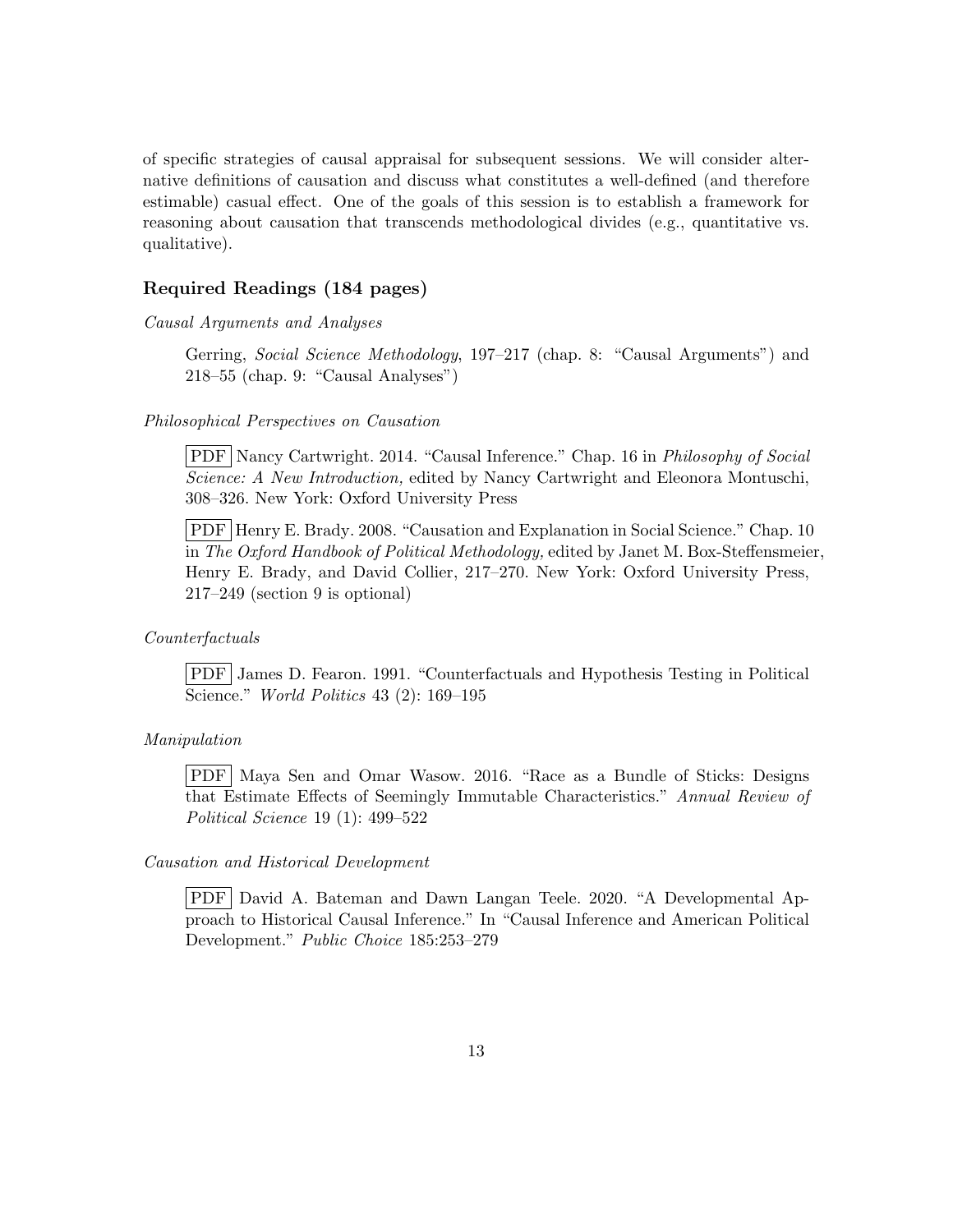of specific strategies of causal appraisal for subsequent sessions. We will consider alternative definitions of causation and discuss what constitutes a well-defined (and therefore estimable) casual effect. One of the goals of this session is to establish a framework for reasoning about causation that transcends methodological divides (e.g., quantitative vs. qualitative).

### Required Readings (184 pages)

*Causal Arguments and Analyses*

> Gerring, *Social Science Methodology*, 197–217 (chap. 8: "Causal Arguments") and 218–55 (chap. 9: "Causal Analyses")

*Philosophical Perspectives on Causation*

> PDF Nancy Cartwright. 2014. "Causal Inference." Chap. 16 in *Philosophy of Social Science: A New Introduction,* edited by Nancy Cartwright and Eleonora Montuschi, 308–326. New York: Oxford University Press

> PDF Henry E. Brady. 2008. "Causation and Explanation in Social Science." Chap. 10 in *The Oxford Handbook of Political Methodology,* edited by Janet M. Box-Steffensmeier, Henry E. Brady, and David Collier, 217–270. New York: Oxford University Press, 217–249 (section 9 is optional)

*Counterfactuals*

> PDF James D. Fearon. 1991. "Counterfactuals and Hypothesis Testing in Political Science." *World Politics* 43 (2): 169–195

*Manipulation*

> PDF Maya Sen and Omar Wasow. 2016. "Race as a Bundle of Sticks: Designs that Estimate Effects of Seemingly Immutable Characteristics." *Annual Review of Political Science* 19 (1): 499–522

*Causation and Historical Development*

> PDF David A. Bateman and Dawn Langan Teele. 2020. "A Developmental Approach to Historical Causal Inference." In "Causal Inference and American Political Development." *Public Choice* 185:253–279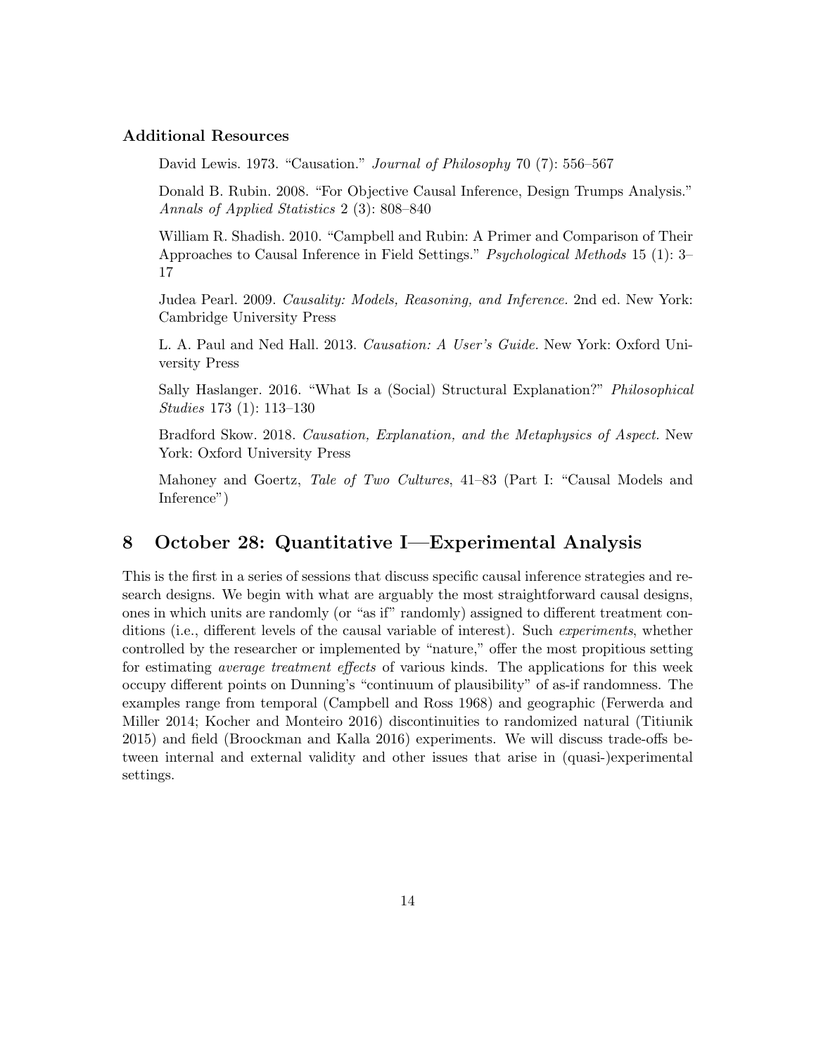### Additional Resources

David Lewis. 1973. "Causation." *Journal of Philosophy* 70 (7): 556–567

Donald B. Rubin. 2008. "For Objective Causal Inference, Design Trumps Analysis." *Annals of Applied Statistics* 2 (3): 808–840

William R. Shadish. 2010. "Campbell and Rubin: A Primer and Comparison of Their Approaches to Causal Inference in Field Settings." *Psychological Methods* 15 (1): 3–17

Judea Pearl. 2009. *Causality: Models, Reasoning, and Inference.* 2nd ed. New York: Cambridge University Press

L. A. Paul and Ned Hall. 2013. *Causation: A User's Guide.* New York: Oxford University Press

Sally Haslanger. 2016. "What Is a (Social) Structural Explanation?" *Philosophical Studies* 173 (1): 113–130

Bradford Skow. 2018. *Causation, Explanation, and the Metaphysics of Aspect.* New York: Oxford University Press

Mahoney and Goertz, *Tale of Two Cultures*, 41–83 (Part I: "Causal Models and Inference")

## 8 October 28: Quantitative I—Experimental Analysis

This is the first in a series of sessions that discuss specific causal inference strategies and research designs. We begin with what are arguably the most straightforward causal designs, ones in which units are randomly (or "as if" randomly) assigned to different treatment conditions (i.e., different levels of the causal variable of interest). Such *experiments*, whether controlled by the researcher or implemented by "nature," offer the most propitious setting for estimating *average treatment effects* of various kinds. The applications for this week occupy different points on Dunning's "continuum of plausibility" of as-if randomness. The examples range from temporal (Campbell and Ross 1968) and geographic (Ferwerda and Miller 2014; Kocher and Monteiro 2016) discontinuities to randomized natural (Titiunik 2015) and field (Broockman and Kalla 2016) experiments. We will discuss trade-offs between internal and external validity and other issues that arise in (quasi-)experimental settings.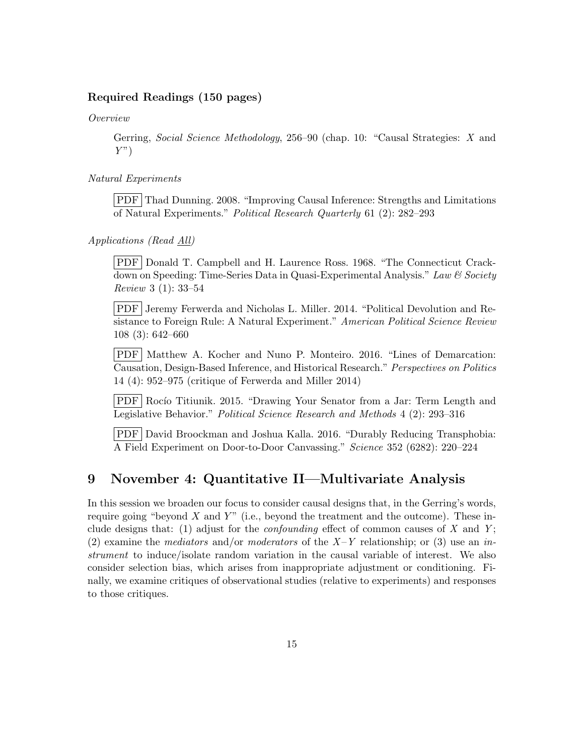### Required Readings (150 pages)

*Overview*

Gerring, *Social Science Methodology*, 256–90 (chap. 10: "Causal Strategies: $X$ and $Y$")

*Natural Experiments*

PDF Thad Dunning. 2008. "Improving Causal Inference: Strengths and Limitations of Natural Experiments." *Political Research Quarterly* 61 (2): 282–293

*Applications (Read All)*

PDF Donald T. Campbell and H. Laurence Ross. 1968. "The Connecticut Crackdown on Speeding: Time-Series Data in Quasi-Experimental Analysis." *Law & Society Review* 3 (1): 33–54

PDF Jeremy Ferwerda and Nicholas L. Miller. 2014. "Political Devolution and Resistance to Foreign Rule: A Natural Experiment." *American Political Science Review* 108 (3): 642–660

PDF Matthew A. Kocher and Nuno P. Monteiro. 2016. "Lines of Demarcation: Causation, Design-Based Inference, and Historical Research." *Perspectives on Politics* 14 (4): 952–975 (critique of Ferwerda and Miller 2014)

PDF Rocío Titiunik. 2015. "Drawing Your Senator from a Jar: Term Length and Legislative Behavior." *Political Science Research and Methods* 4 (2): 293–316

PDF David Broockman and Joshua Kalla. 2016. "Durably Reducing Transphobia: A Field Experiment on Door-to-Door Canvassing." *Science* 352 (6282): 220–224

## 9 November 4: Quantitative II—Multivariate Analysis

In this session we broaden our focus to consider causal designs that, in the Gerring's words, require going "beyond $X$ and $Y$" (i.e., beyond the treatment and the outcome). These include designs that: (1) adjust for the *confounding* effect of common causes of $X$ and $Y$; (2) examine the *mediators* and/or *moderators* of the $X$–$Y$ relationship; or (3) use an *instrument* to induce/isolate random variation in the causal variable of interest. We also consider selection bias, which arises from inappropriate adjustment or conditioning. Finally, we examine critiques of observational studies (relative to experiments) and responses to those critiques.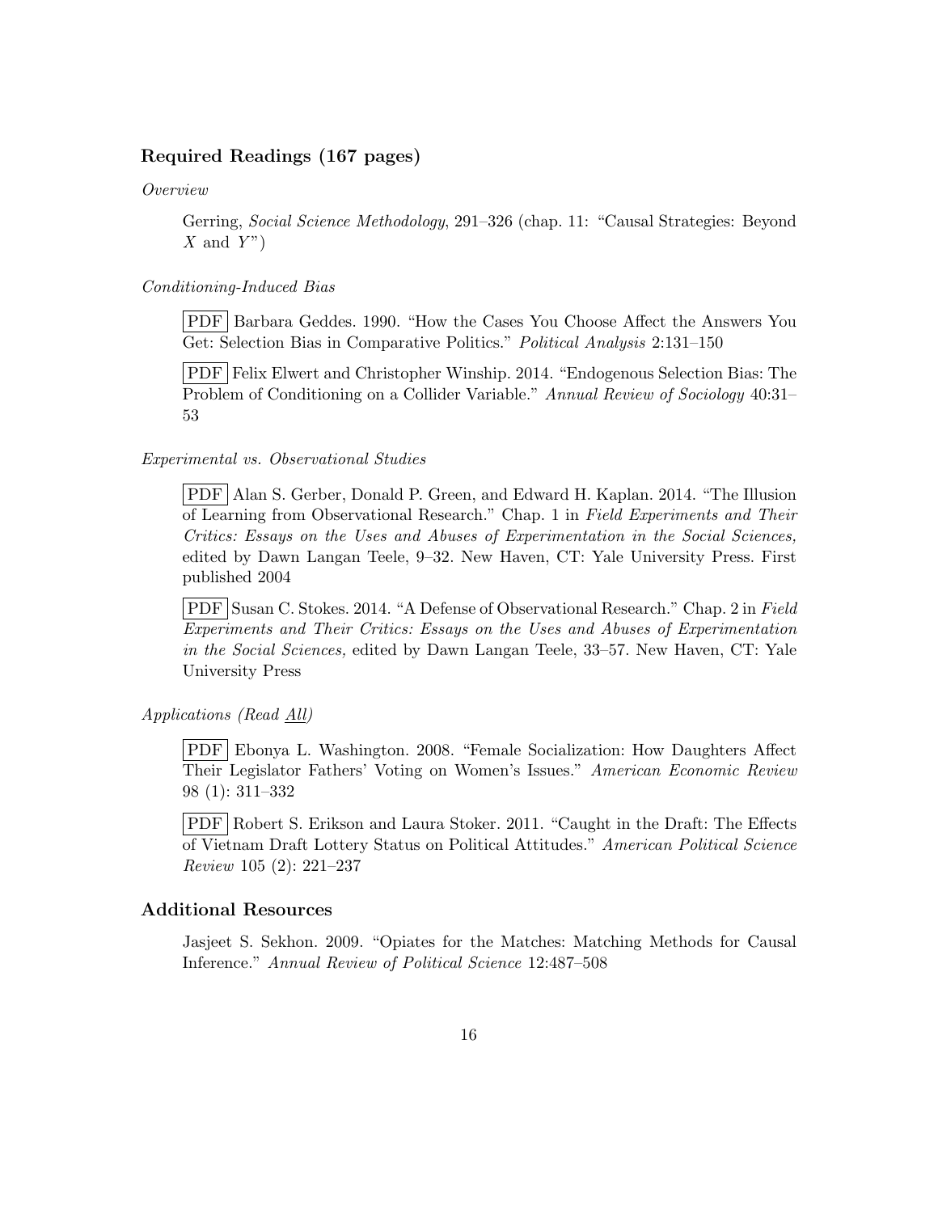### Required Readings (167 pages)

*Overview*

Gerring, *Social Science Methodology*, 291–326 (chap. 11: "Causal Strategies: Beyond $X$ and $Y$")

*Conditioning-Induced Bias*

PDF Barbara Geddes. 1990. "How the Cases You Choose Affect the Answers You Get: Selection Bias in Comparative Politics." *Political Analysis* 2:131–150

PDF Felix Elwert and Christopher Winship. 2014. "Endogenous Selection Bias: The Problem of Conditioning on a Collider Variable." *Annual Review of Sociology* 40:31–53

*Experimental vs. Observational Studies*

PDF Alan S. Gerber, Donald P. Green, and Edward H. Kaplan. 2014. "The Illusion of Learning from Observational Research." Chap. 1 in *Field Experiments and Their Critics: Essays on the Uses and Abuses of Experimentation in the Social Sciences,* edited by Dawn Langan Teele, 9–32. New Haven, CT: Yale University Press. First published 2004

PDF Susan C. Stokes. 2014. "A Defense of Observational Research." Chap. 2 in *Field Experiments and Their Critics: Essays on the Uses and Abuses of Experimentation in the Social Sciences,* edited by Dawn Langan Teele, 33–57. New Haven, CT: Yale University Press

*Applications (Read All)*

PDF Ebonya L. Washington. 2008. "Female Socialization: How Daughters Affect Their Legislator Fathers' Voting on Women's Issues." *American Economic Review* 98 (1): 311–332

PDF Robert S. Erikson and Laura Stoker. 2011. "Caught in the Draft: The Effects of Vietnam Draft Lottery Status on Political Attitudes." *American Political Science Review* 105 (2): 221–237

### Additional Resources

Jasjeet S. Sekhon. 2009. "Opiates for the Matches: Matching Methods for Causal Inference." *Annual Review of Political Science* 12:487–508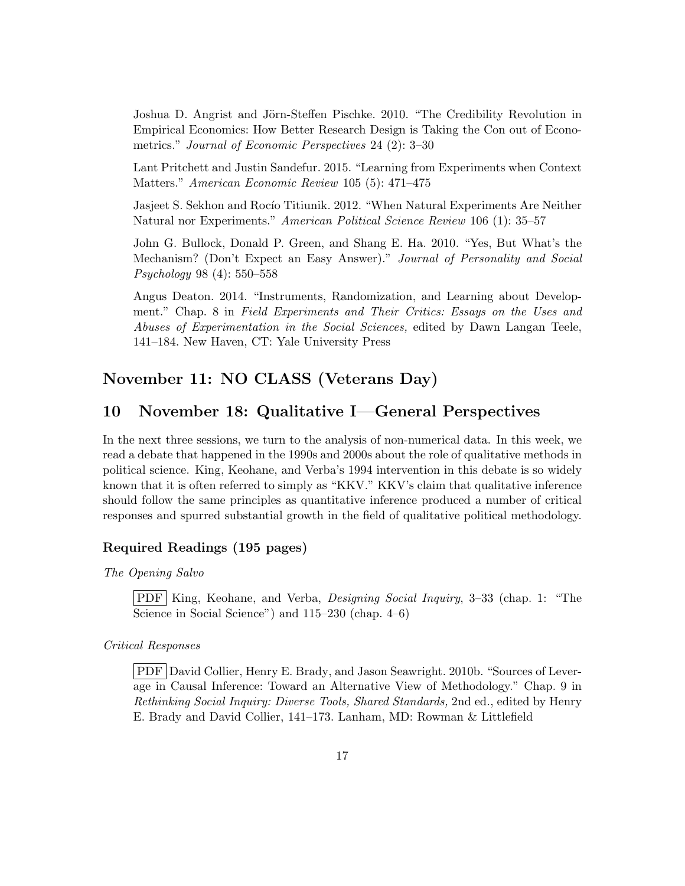Joshua D. Angrist and Jörn-Steffen Pischke. 2010. "The Credibility Revolution in Empirical Economics: How Better Research Design is Taking the Con out of Econometrics." *Journal of Economic Perspectives* 24 (2): 3–30

Lant Pritchett and Justin Sandefur. 2015. "Learning from Experiments when Context Matters." *American Economic Review* 105 (5): 471–475

Jasjeet S. Sekhon and Rocío Titiunik. 2012. "When Natural Experiments Are Neither Natural nor Experiments." *American Political Science Review* 106 (1): 35–57

John G. Bullock, Donald P. Green, and Shang E. Ha. 2010. "Yes, But What's the Mechanism? (Don't Expect an Easy Answer)." *Journal of Personality and Social Psychology* 98 (4): 550–558

Angus Deaton. 2014. "Instruments, Randomization, and Learning about Development." Chap. 8 in *Field Experiments and Their Critics: Essays on the Uses and Abuses of Experimentation in the Social Sciences,* edited by Dawn Langan Teele, 141–184. New Haven, CT: Yale University Press

## November 11: NO CLASS (Veterans Day)

## 10 November 18: Qualitative I—General Perspectives

In the next three sessions, we turn to the analysis of non-numerical data. In this week, we read a debate that happened in the 1990s and 2000s about the role of qualitative methods in political science. King, Keohane, and Verba's 1994 intervention in this debate is so widely known that it is often referred to simply as "KKV." KKV's claim that qualitative inference should follow the same principles as quantitative inference produced a number of critical responses and spurred substantial growth in the field of qualitative political methodology.

### Required Readings (195 pages)

*The Opening Salvo*

PDF King, Keohane, and Verba, *Designing Social Inquiry*, 3–33 (chap. 1: "The Science in Social Science") and 115–230 (chap. 4–6)

*Critical Responses*

PDF David Collier, Henry E. Brady, and Jason Seawright. 2010b. "Sources of Leverage in Causal Inference: Toward an Alternative View of Methodology." Chap. 9 in *Rethinking Social Inquiry: Diverse Tools, Shared Standards,* 2nd ed., edited by Henry E. Brady and David Collier, 141–173. Lanham, MD: Rowman & Littlefield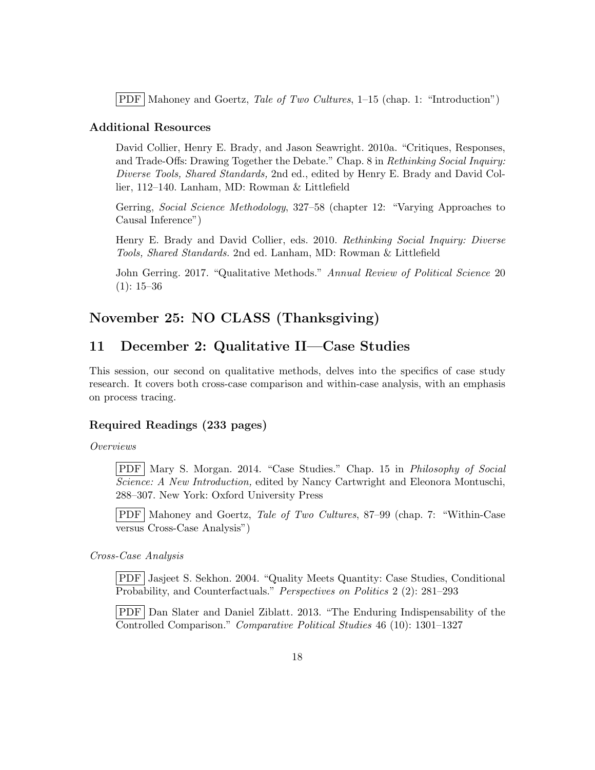PDF Mahoney and Goertz, *Tale of Two Cultures*, 1–15 (chap. 1: "Introduction")

### Additional Resources

David Collier, Henry E. Brady, and Jason Seawright. 2010a. "Critiques, Responses, and Trade-Offs: Drawing Together the Debate." Chap. 8 in *Rethinking Social Inquiry: Diverse Tools, Shared Standards,* 2nd ed., edited by Henry E. Brady and David Collier, 112–140. Lanham, MD: Rowman & Littlefield

Gerring, *Social Science Methodology*, 327–58 (chapter 12: "Varying Approaches to Causal Inference")

Henry E. Brady and David Collier, eds. 2010. *Rethinking Social Inquiry: Diverse Tools, Shared Standards.* 2nd ed. Lanham, MD: Rowman & Littlefield

John Gerring. 2017. "Qualitative Methods." *Annual Review of Political Science* 20 (1): 15–36

## November 25: NO CLASS (Thanksgiving)

## 11 December 2: Qualitative II—Case Studies

This session, our second on qualitative methods, delves into the specifics of case study research. It covers both cross-case comparison and within-case analysis, with an emphasis on process tracing.

### Required Readings (233 pages)

*Overviews*

PDF Mary S. Morgan. 2014. "Case Studies." Chap. 15 in *Philosophy of Social Science: A New Introduction,* edited by Nancy Cartwright and Eleonora Montuschi, 288–307. New York: Oxford University Press

PDF Mahoney and Goertz, *Tale of Two Cultures*, 87–99 (chap. 7: "Within-Case versus Cross-Case Analysis")

*Cross-Case Analysis*

PDF Jasjeet S. Sekhon. 2004. "Quality Meets Quantity: Case Studies, Conditional Probability, and Counterfactuals." *Perspectives on Politics* 2 (2): 281–293

PDF Dan Slater and Daniel Ziblatt. 2013. "The Enduring Indispensability of the Controlled Comparison." *Comparative Political Studies* 46 (10): 1301–1327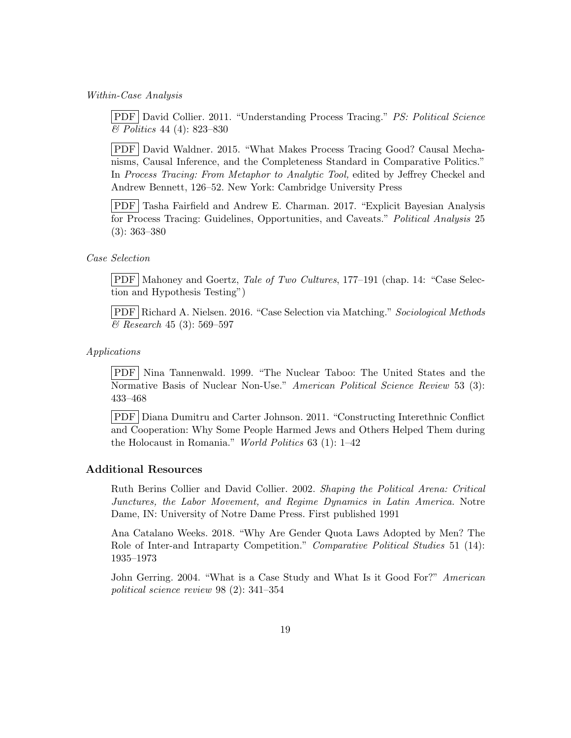*Within-Case Analysis*

PDF David Collier. 2011. "Understanding Process Tracing." *PS: Political Science & Politics* 44 (4): 823–830

PDF David Waldner. 2015. "What Makes Process Tracing Good? Causal Mechanisms, Causal Inference, and the Completeness Standard in Comparative Politics." In *Process Tracing: From Metaphor to Analytic Tool,* edited by Jeffrey Checkel and Andrew Bennett, 126–52. New York: Cambridge University Press

PDF Tasha Fairfield and Andrew E. Charman. 2017. "Explicit Bayesian Analysis for Process Tracing: Guidelines, Opportunities, and Caveats." *Political Analysis* 25 (3): 363–380

*Case Selection*

PDF Mahoney and Goertz, *Tale of Two Cultures*, 177–191 (chap. 14: "Case Selection and Hypothesis Testing")

PDF Richard A. Nielsen. 2016. "Case Selection via Matching." *Sociological Methods & Research* 45 (3): 569–597

*Applications*

PDF Nina Tannenwald. 1999. "The Nuclear Taboo: The United States and the Normative Basis of Nuclear Non-Use." *American Political Science Review* 53 (3): 433–468

PDF Diana Dumitru and Carter Johnson. 2011. "Constructing Interethnic Conflict and Cooperation: Why Some People Harmed Jews and Others Helped Them during the Holocaust in Romania." *World Politics* 63 (1): 1–42

### Additional Resources

Ruth Berins Collier and David Collier. 2002. *Shaping the Political Arena: Critical Junctures, the Labor Movement, and Regime Dynamics in Latin America.* Notre Dame, IN: University of Notre Dame Press. First published 1991

Ana Catalano Weeks. 2018. "Why Are Gender Quota Laws Adopted by Men? The Role of Inter-and Intraparty Competition." *Comparative Political Studies* 51 (14): 1935–1973

John Gerring. 2004. "What is a Case Study and What Is it Good For?" *American political science review* 98 (2): 341–354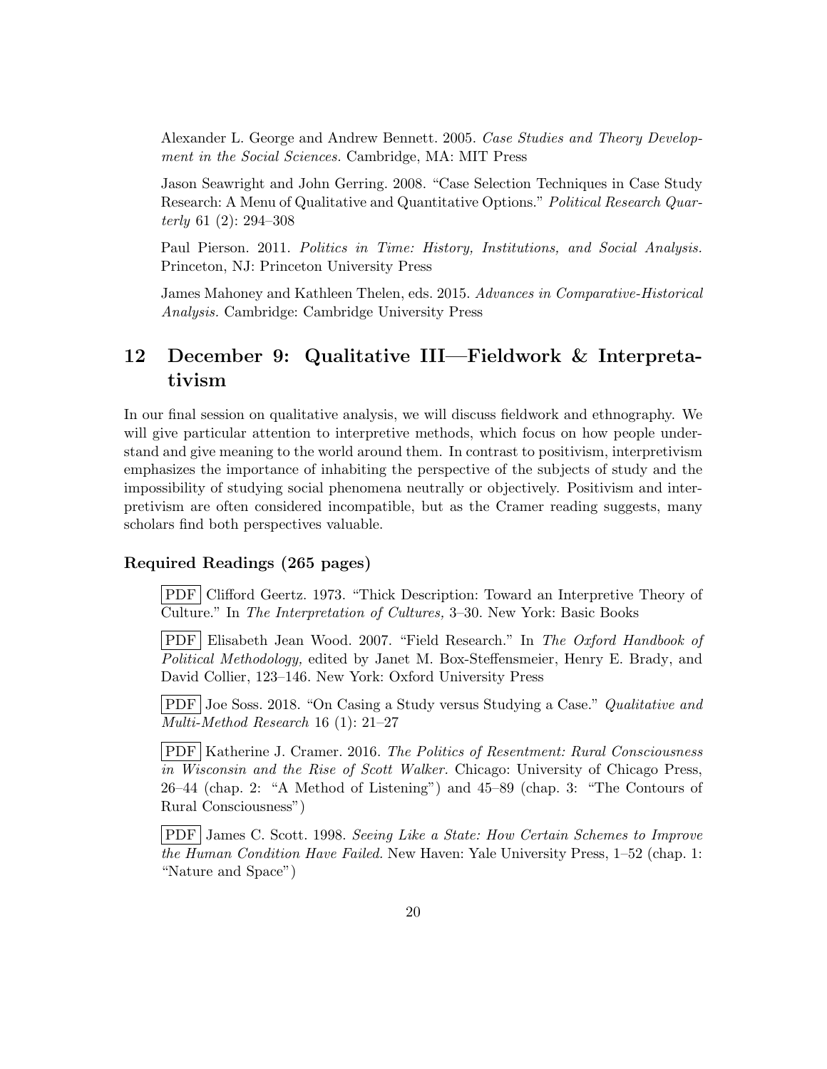Alexander L. George and Andrew Bennett. 2005. *Case Studies and Theory Development in the Social Sciences.* Cambridge, MA: MIT Press

Jason Seawright and John Gerring. 2008. "Case Selection Techniques in Case Study Research: A Menu of Qualitative and Quantitative Options." *Political Research Quarterly* 61 (2): 294–308

Paul Pierson. 2011. *Politics in Time: History, Institutions, and Social Analysis.* Princeton, NJ: Princeton University Press

James Mahoney and Kathleen Thelen, eds. 2015. *Advances in Comparative-Historical Analysis.* Cambridge: Cambridge University Press

## 12 December 9: Qualitative III—Fieldwork & Interpretativism

In our final session on qualitative analysis, we will discuss fieldwork and ethnography. We will give particular attention to interpretive methods, which focus on how people understand and give meaning to the world around them. In contrast to positivism, interpretivism emphasizes the importance of inhabiting the perspective of the subjects of study and the impossibility of studying social phenomena neutrally or objectively. Positivism and interpretivism are often considered incompatible, but as the Cramer reading suggests, many scholars find both perspectives valuable.

### Required Readings (265 pages)

PDF Clifford Geertz. 1973. "Thick Description: Toward an Interpretive Theory of Culture." In *The Interpretation of Cultures,* 3–30. New York: Basic Books

PDF Elisabeth Jean Wood. 2007. "Field Research." In *The Oxford Handbook of Political Methodology,* edited by Janet M. Box-Steffensmeier, Henry E. Brady, and David Collier, 123–146. New York: Oxford University Press

PDF Joe Soss. 2018. "On Casing a Study versus Studying a Case." *Qualitative and Multi-Method Research* 16 (1): 21–27

PDF Katherine J. Cramer. 2016. *The Politics of Resentment: Rural Consciousness in Wisconsin and the Rise of Scott Walker.* Chicago: University of Chicago Press, 26–44 (chap. 2: "A Method of Listening") and 45–89 (chap. 3: "The Contours of Rural Consciousness")

PDF James C. Scott. 1998. *Seeing Like a State: How Certain Schemes to Improve the Human Condition Have Failed.* New Haven: Yale University Press, 1–52 (chap. 1: "Nature and Space")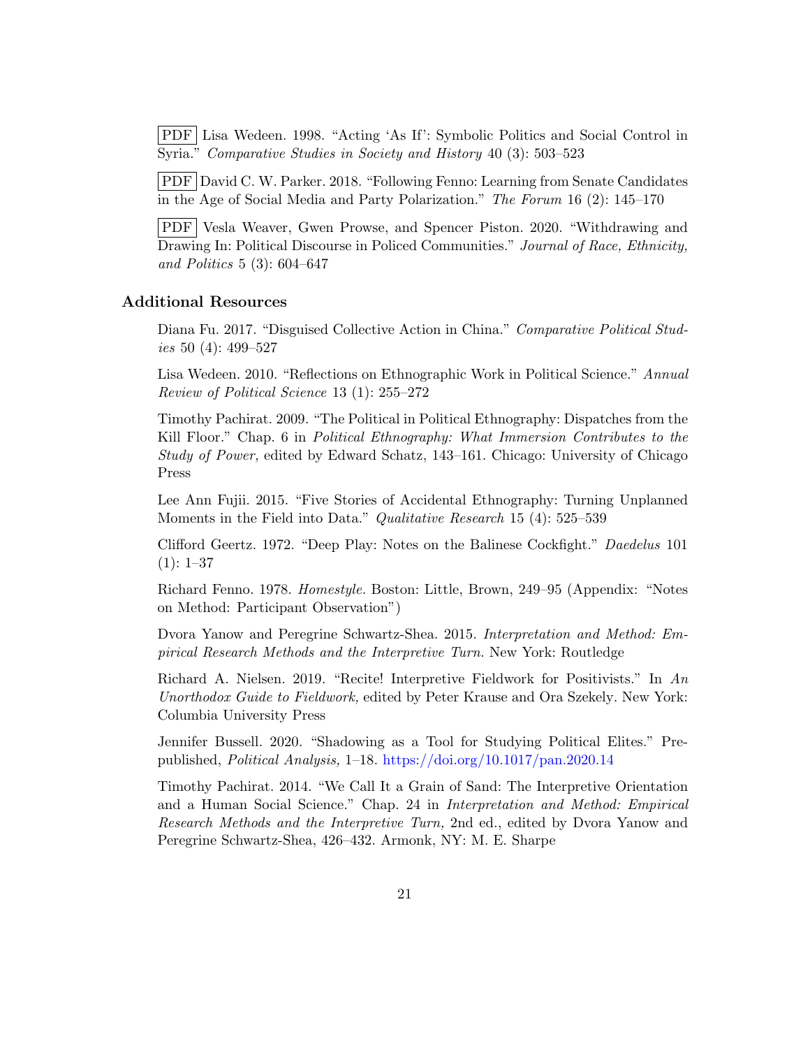PDF Lisa Wedeen. 1998. "Acting 'As If': Symbolic Politics and Social Control in Syria." *Comparative Studies in Society and History* 40 (3): 503–523

PDF David C. W. Parker. 2018. "Following Fenno: Learning from Senate Candidates in the Age of Social Media and Party Polarization." *The Forum* 16 (2): 145–170

PDF Vesla Weaver, Gwen Prowse, and Spencer Piston. 2020. "Withdrawing and Drawing In: Political Discourse in Policed Communities." *Journal of Race, Ethnicity, and Politics* 5 (3): 604–647

### Additional Resources

Diana Fu. 2017. "Disguised Collective Action in China." *Comparative Political Studies* 50 (4): 499–527

Lisa Wedeen. 2010. "Reflections on Ethnographic Work in Political Science." *Annual Review of Political Science* 13 (1): 255–272

Timothy Pachirat. 2009. "The Political in Political Ethnography: Dispatches from the Kill Floor." Chap. 6 in *Political Ethnography: What Immersion Contributes to the Study of Power,* edited by Edward Schatz, 143–161. Chicago: University of Chicago Press

Lee Ann Fujii. 2015. "Five Stories of Accidental Ethnography: Turning Unplanned Moments in the Field into Data." *Qualitative Research* 15 (4): 525–539

Clifford Geertz. 1972. "Deep Play: Notes on the Balinese Cockfight." *Daedelus* 101 (1): 1–37

Richard Fenno. 1978. *Homestyle.* Boston: Little, Brown, 249–95 (Appendix: "Notes on Method: Participant Observation")

Dvora Yanow and Peregrine Schwartz-Shea. 2015. *Interpretation and Method: Empirical Research Methods and the Interpretive Turn.* New York: Routledge

Richard A. Nielsen. 2019. "Recite! Interpretive Fieldwork for Positivists." In *An Unorthodox Guide to Fieldwork,* edited by Peter Krause and Ora Szekely. New York: Columbia University Press

Jennifer Bussell. 2020. "Shadowing as a Tool for Studying Political Elites." Prepublished, *Political Analysis,* 1–18. https://doi.org/10.1017/pan.2020.14

Timothy Pachirat. 2014. "We Call It a Grain of Sand: The Interpretive Orientation and a Human Social Science." Chap. 24 in *Interpretation and Method: Empirical Research Methods and the Interpretive Turn,* 2nd ed., edited by Dvora Yanow and Peregrine Schwartz-Shea, 426–432. Armonk, NY: M. E. Sharpe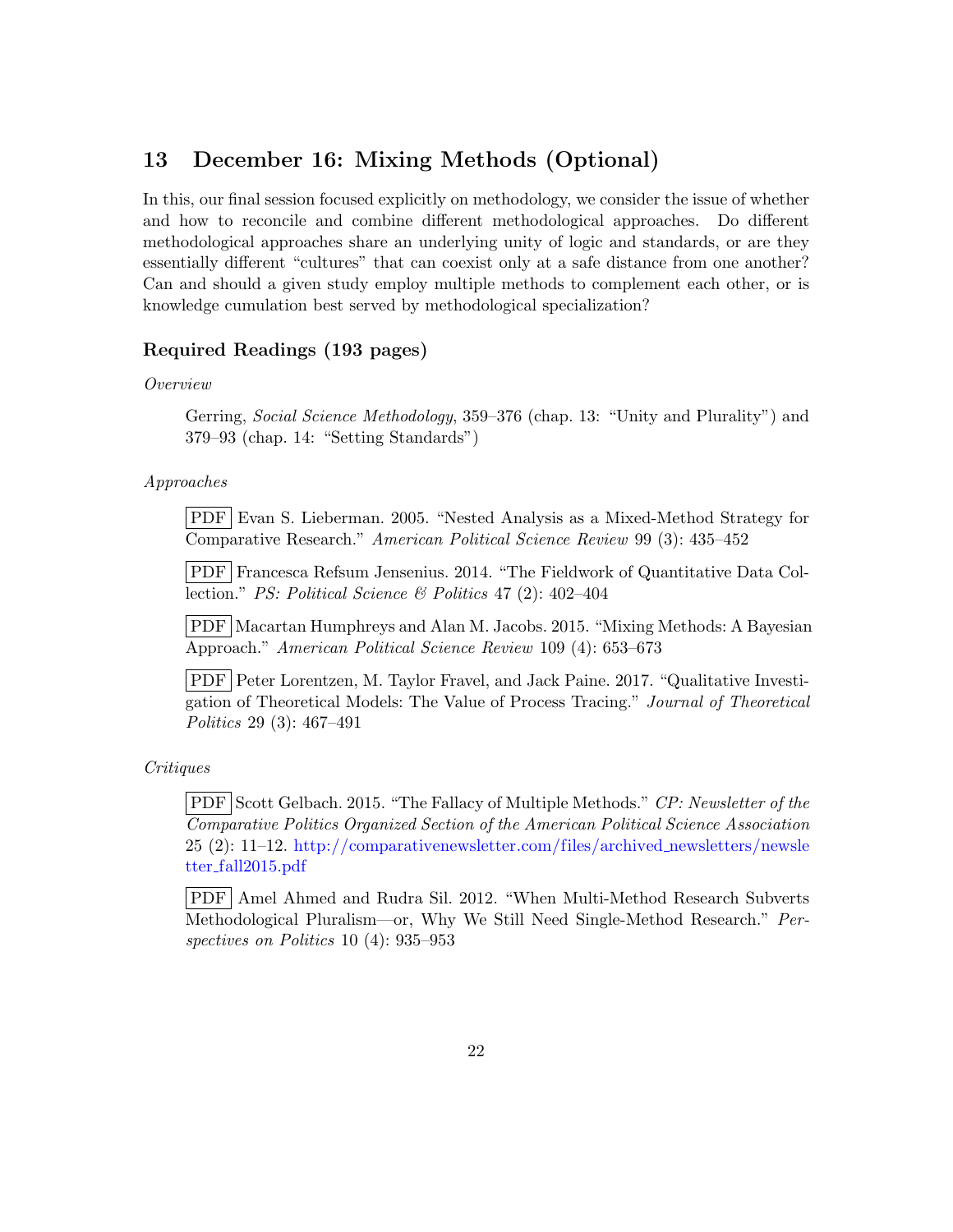## 13 December 16: Mixing Methods (Optional)

In this, our final session focused explicitly on methodology, we consider the issue of whether and how to reconcile and combine different methodological approaches. Do different methodological approaches share an underlying unity of logic and standards, or are they essentially different "cultures" that can coexist only at a safe distance from one another? Can and should a given study employ multiple methods to complement each other, or is knowledge cumulation best served by methodological specialization?

### Required Readings (193 pages)

*Overview*

Gerring, *Social Science Methodology*, 359–376 (chap. 13: "Unity and Plurality") and 379–93 (chap. 14: "Setting Standards")

*Approaches*

PDF Evan S. Lieberman. 2005. "Nested Analysis as a Mixed-Method Strategy for Comparative Research." *American Political Science Review* 99 (3): 435–452

PDF Francesca Refsum Jensenius. 2014. "The Fieldwork of Quantitative Data Collection." *PS: Political Science & Politics* 47 (2): 402–404

PDF Macartan Humphreys and Alan M. Jacobs. 2015. "Mixing Methods: A Bayesian Approach." *American Political Science Review* 109 (4): 653–673

PDF Peter Lorentzen, M. Taylor Fravel, and Jack Paine. 2017. "Qualitative Investigation of Theoretical Models: The Value of Process Tracing." *Journal of Theoretical Politics* 29 (3): 467–491

*Critiques*

PDF Scott Gelbach. 2015. "The Fallacy of Multiple Methods." *CP: Newsletter of the Comparative Politics Organized Section of the American Political Science Association* 25 (2): 11–12. http://comparativenewsletter.com/files/archived_newsletters/newsletter_fall2015.pdf

PDF Amel Ahmed and Rudra Sil. 2012. "When Multi-Method Research Subverts Methodological Pluralism—or, Why We Still Need Single-Method Research." *Perspectives on Politics* 10 (4): 935–953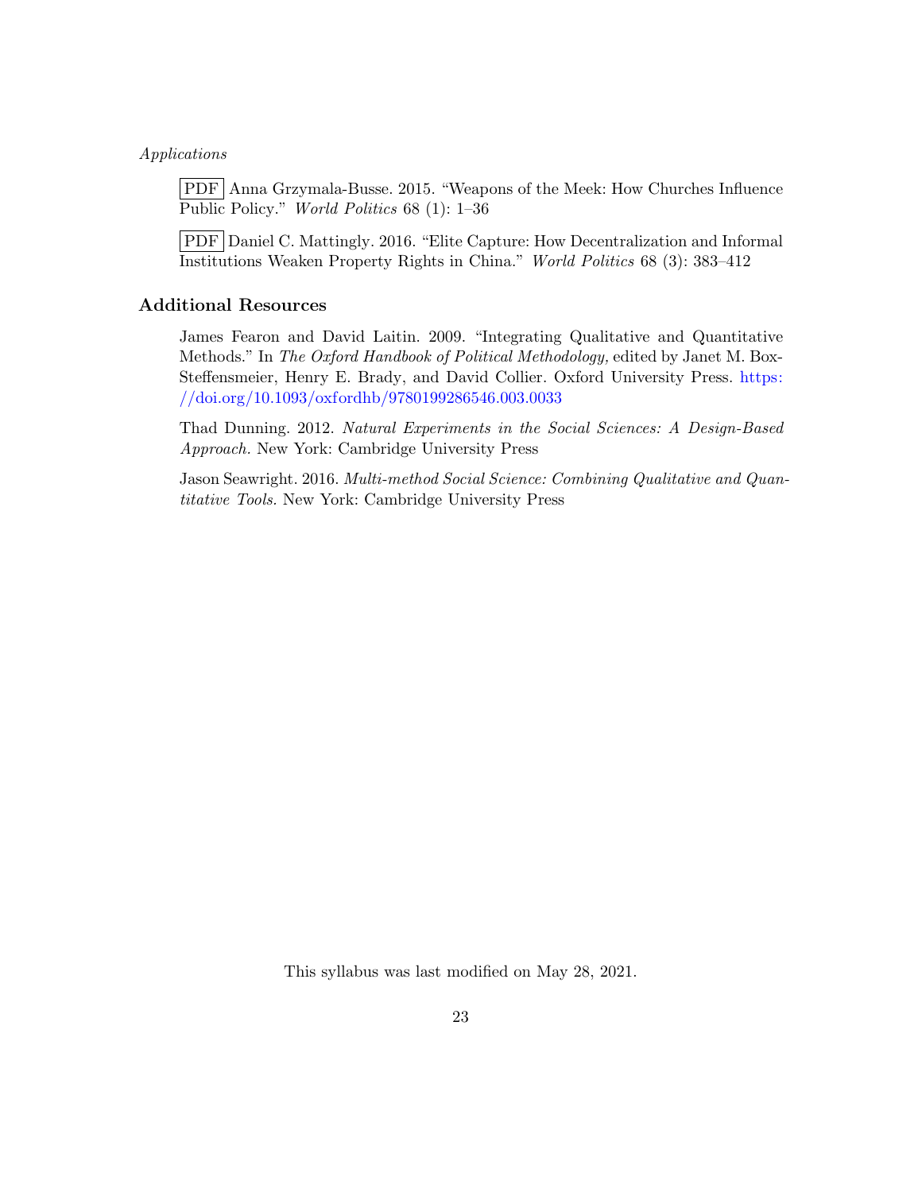*Applications*

PDF Anna Grzymala-Busse. 2015. "Weapons of the Meek: How Churches Influence Public Policy." *World Politics* 68 (1): 1–36

PDF Daniel C. Mattingly. 2016. "Elite Capture: How Decentralization and Informal Institutions Weaken Property Rights in China." *World Politics* 68 (3): 383–412

### Additional Resources

James Fearon and David Laitin. 2009. "Integrating Qualitative and Quantitative Methods." In *The Oxford Handbook of Political Methodology,* edited by Janet M. Box-Steffensmeier, Henry E. Brady, and David Collier. Oxford University Press. https://doi.org/10.1093/oxfordhb/9780199286546.003.0033

Thad Dunning. 2012. *Natural Experiments in the Social Sciences: A Design-Based Approach.* New York: Cambridge University Press

Jason Seawright. 2016. *Multi-method Social Science: Combining Qualitative and Quantitative Tools.* New York: Cambridge University Press

This syllabus was last modified on May 28, 2021.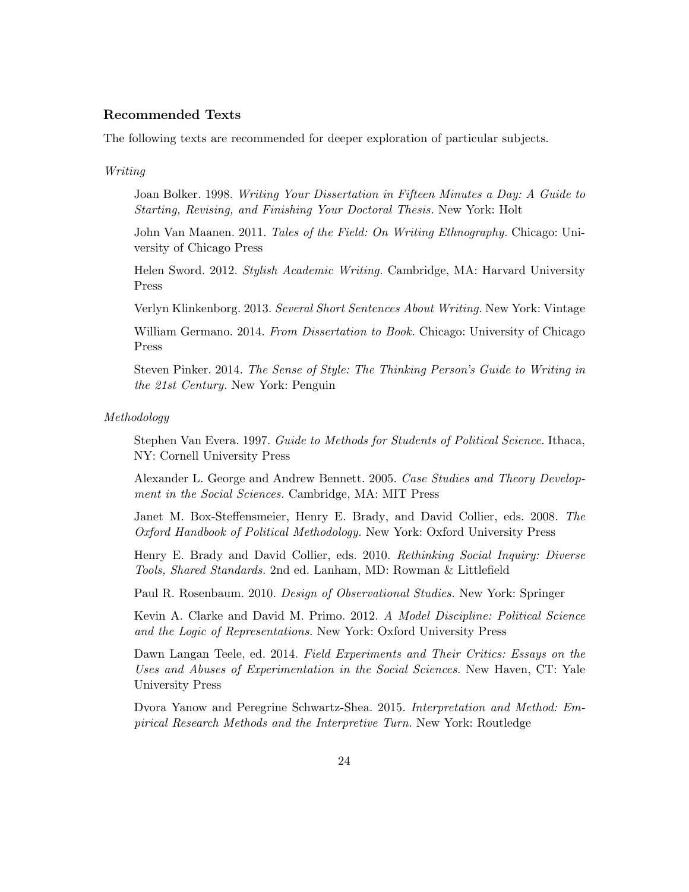### Recommended Texts

The following texts are recommended for deeper exploration of particular subjects.

*Writing*

Joan Bolker. 1998. *Writing Your Dissertation in Fifteen Minutes a Day: A Guide to Starting, Revising, and Finishing Your Doctoral Thesis.* New York: Holt

John Van Maanen. 2011. *Tales of the Field: On Writing Ethnography.* Chicago: University of Chicago Press

Helen Sword. 2012. *Stylish Academic Writing.* Cambridge, MA: Harvard University Press

Verlyn Klinkenborg. 2013. *Several Short Sentences About Writing.* New York: Vintage

William Germano. 2014. *From Dissertation to Book.* Chicago: University of Chicago Press

Steven Pinker. 2014. *The Sense of Style: The Thinking Person's Guide to Writing in the 21st Century.* New York: Penguin

*Methodology*

Stephen Van Evera. 1997. *Guide to Methods for Students of Political Science.* Ithaca, NY: Cornell University Press

Alexander L. George and Andrew Bennett. 2005. *Case Studies and Theory Development in the Social Sciences.* Cambridge, MA: MIT Press

Janet M. Box-Steffensmeier, Henry E. Brady, and David Collier, eds. 2008. *The Oxford Handbook of Political Methodology.* New York: Oxford University Press

Henry E. Brady and David Collier, eds. 2010. *Rethinking Social Inquiry: Diverse Tools, Shared Standards.* 2nd ed. Lanham, MD: Rowman & Littlefield

Paul R. Rosenbaum. 2010. *Design of Observational Studies.* New York: Springer

Kevin A. Clarke and David M. Primo. 2012. *A Model Discipline: Political Science and the Logic of Representations.* New York: Oxford University Press

Dawn Langan Teele, ed. 2014. *Field Experiments and Their Critics: Essays on the Uses and Abuses of Experimentation in the Social Sciences.* New Haven, CT: Yale University Press

Dvora Yanow and Peregrine Schwartz-Shea. 2015. *Interpretation and Method: Empirical Research Methods and the Interpretive Turn.* New York: Routledge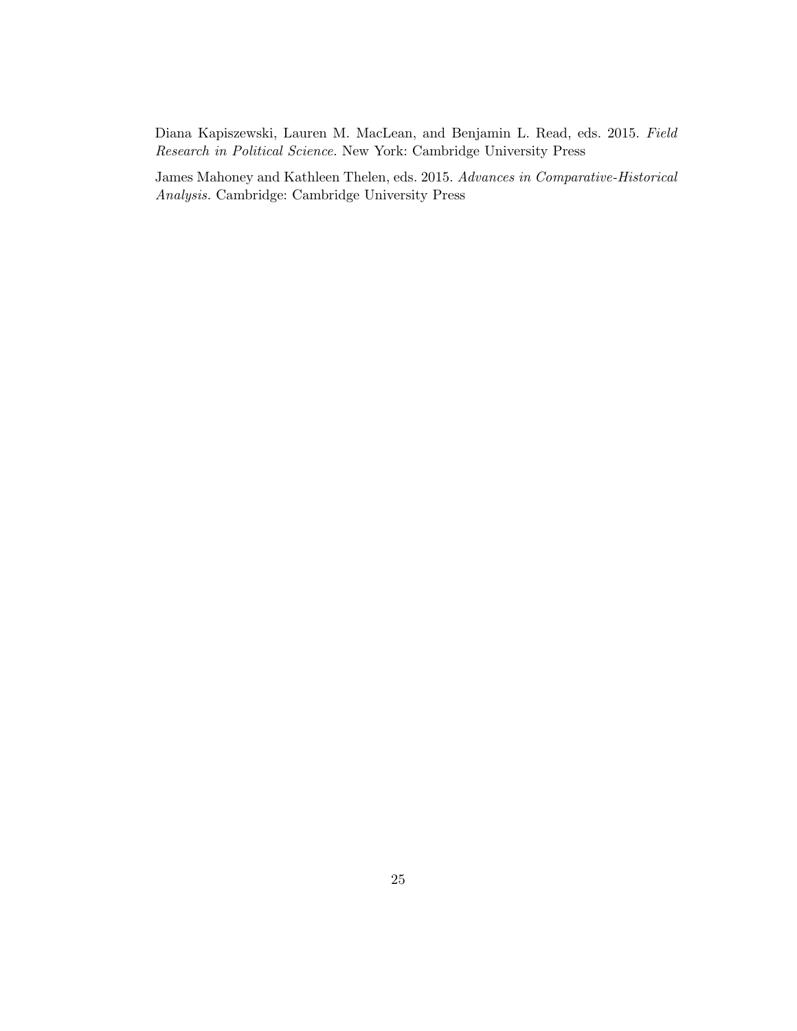Diana Kapiszewski, Lauren M. MacLean, and Benjamin L. Read, eds. 2015. *Field Research in Political Science.* New York: Cambridge University Press

James Mahoney and Kathleen Thelen, eds. 2015. *Advances in Comparative-Historical Analysis.* Cambridge: Cambridge University Press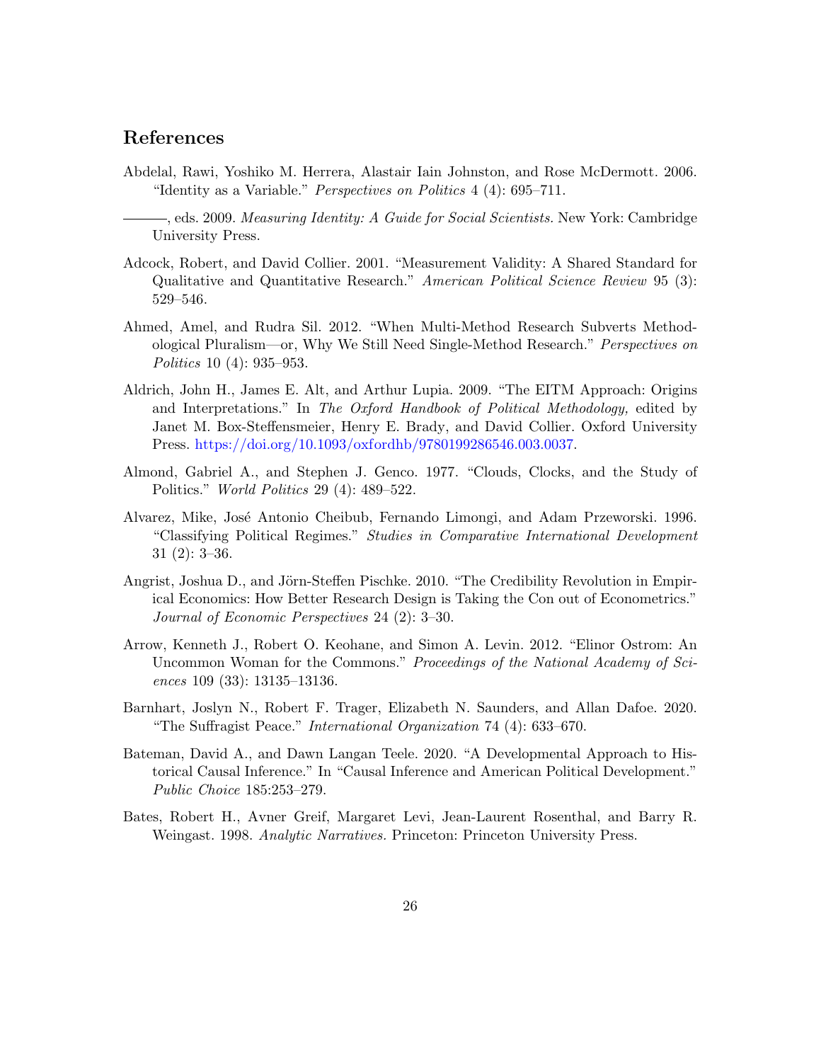## References

Abdelal, Rawi, Yoshiko M. Herrera, Alastair Iain Johnston, and Rose McDermott. 2006. "Identity as a Variable." *Perspectives on Politics* 4 (4): 695–711.

———, eds. 2009. *Measuring Identity: A Guide for Social Scientists.* New York: Cambridge University Press.

Adcock, Robert, and David Collier. 2001. "Measurement Validity: A Shared Standard for Qualitative and Quantitative Research." *American Political Science Review* 95 (3): 529–546.

Ahmed, Amel, and Rudra Sil. 2012. "When Multi-Method Research Subverts Methodological Pluralism—or, Why We Still Need Single-Method Research." *Perspectives on Politics* 10 (4): 935–953.

Aldrich, John H., James E. Alt, and Arthur Lupia. 2009. "The EITM Approach: Origins and Interpretations." In *The Oxford Handbook of Political Methodology,* edited by Janet M. Box-Steffensmeier, Henry E. Brady, and David Collier. Oxford University Press. https://doi.org/10.1093/oxfordhb/9780199286546.003.0037.

Almond, Gabriel A., and Stephen J. Genco. 1977. "Clouds, Clocks, and the Study of Politics." *World Politics* 29 (4): 489–522.

Alvarez, Mike, José Antonio Cheibub, Fernando Limongi, and Adam Przeworski. 1996. "Classifying Political Regimes." *Studies in Comparative International Development* 31 (2): 3–36.

Angrist, Joshua D., and Jörn-Steffen Pischke. 2010. "The Credibility Revolution in Empirical Economics: How Better Research Design is Taking the Con out of Econometrics." *Journal of Economic Perspectives* 24 (2): 3–30.

Arrow, Kenneth J., Robert O. Keohane, and Simon A. Levin. 2012. "Elinor Ostrom: An Uncommon Woman for the Commons." *Proceedings of the National Academy of Sciences* 109 (33): 13135–13136.

Barnhart, Joslyn N., Robert F. Trager, Elizabeth N. Saunders, and Allan Dafoe. 2020. "The Suffragist Peace." *International Organization* 74 (4): 633–670.

Bateman, David A., and Dawn Langan Teele. 2020. "A Developmental Approach to Historical Causal Inference." In "Causal Inference and American Political Development." *Public Choice* 185:253–279.

Bates, Robert H., Avner Greif, Margaret Levi, Jean-Laurent Rosenthal, and Barry R. Weingast. 1998. *Analytic Narratives.* Princeton: Princeton University Press.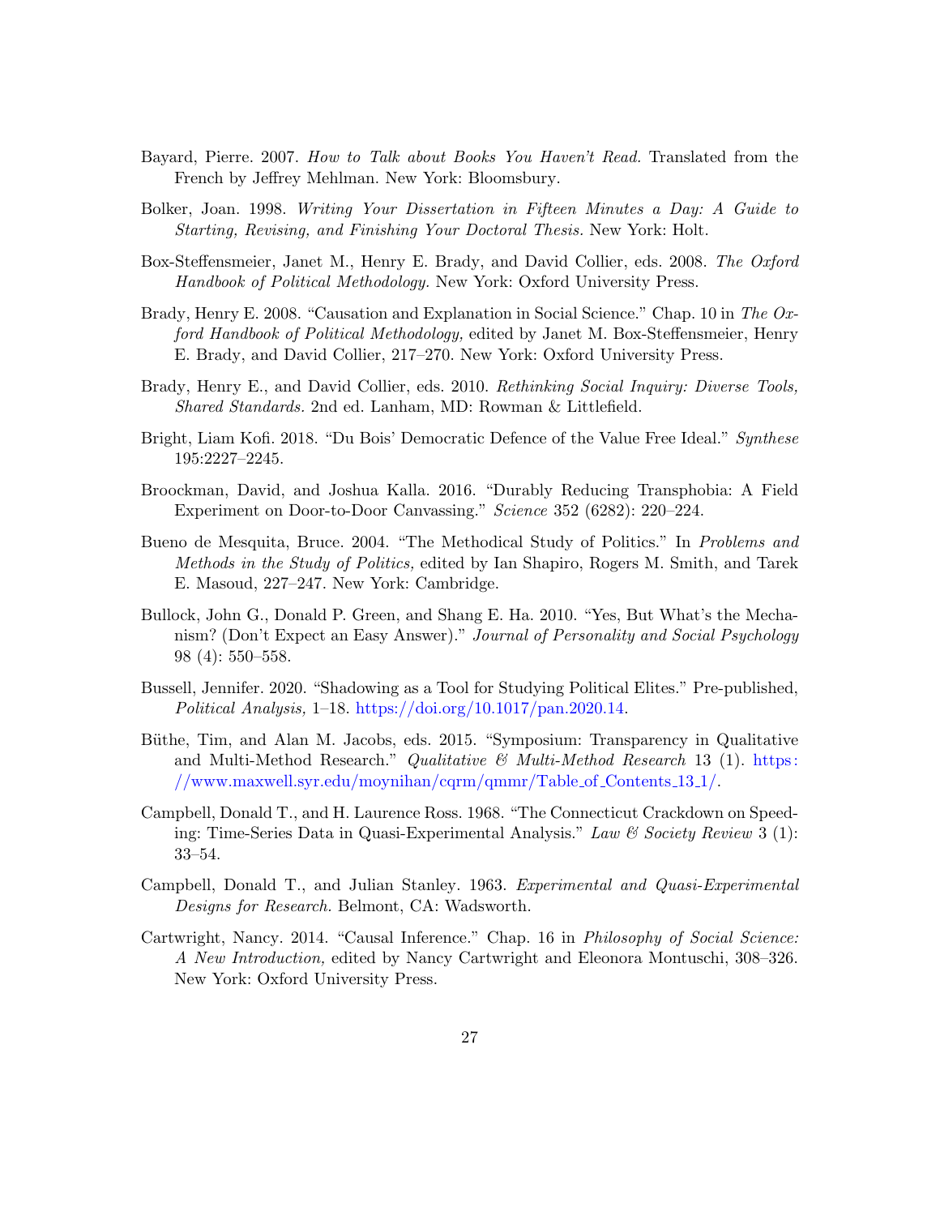Bayard, Pierre. 2007. *How to Talk about Books You Haven't Read.* Translated from the French by Jeffrey Mehlman. New York: Bloomsbury.

Bolker, Joan. 1998. *Writing Your Dissertation in Fifteen Minutes a Day: A Guide to Starting, Revising, and Finishing Your Doctoral Thesis.* New York: Holt.

Box-Steffensmeier, Janet M., Henry E. Brady, and David Collier, eds. 2008. *The Oxford Handbook of Political Methodology.* New York: Oxford University Press.

Brady, Henry E. 2008. "Causation and Explanation in Social Science." Chap. 10 in *The Oxford Handbook of Political Methodology,* edited by Janet M. Box-Steffensmeier, Henry E. Brady, and David Collier, 217–270. New York: Oxford University Press.

Brady, Henry E., and David Collier, eds. 2010. *Rethinking Social Inquiry: Diverse Tools, Shared Standards.* 2nd ed. Lanham, MD: Rowman & Littlefield.

Bright, Liam Kofi. 2018. "Du Bois' Democratic Defence of the Value Free Ideal." *Synthese* 195:2227–2245.

Broockman, David, and Joshua Kalla. 2016. "Durably Reducing Transphobia: A Field Experiment on Door-to-Door Canvassing." *Science* 352 (6282): 220–224.

Bueno de Mesquita, Bruce. 2004. "The Methodical Study of Politics." In *Problems and Methods in the Study of Politics,* edited by Ian Shapiro, Rogers M. Smith, and Tarek E. Masoud, 227–247. New York: Cambridge.

Bullock, John G., Donald P. Green, and Shang E. Ha. 2010. "Yes, But What's the Mechanism? (Don't Expect an Easy Answer)." *Journal of Personality and Social Psychology* 98 (4): 550–558.

Bussell, Jennifer. 2020. "Shadowing as a Tool for Studying Political Elites." Pre-published, *Political Analysis,* 1–18. https://doi.org/10.1017/pan.2020.14.

Büthe, Tim, and Alan M. Jacobs, eds. 2015. "Symposium: Transparency in Qualitative and Multi-Method Research." *Qualitative & Multi-Method Research* 13 (1). https://www.maxwell.syr.edu/moynihan/cqrm/qmmr/Table_of_Contents_13_1/.

Campbell, Donald T., and H. Laurence Ross. 1968. "The Connecticut Crackdown on Speeding: Time-Series Data in Quasi-Experimental Analysis." *Law & Society Review* 3 (1): 33–54.

Campbell, Donald T., and Julian Stanley. 1963. *Experimental and Quasi-Experimental Designs for Research.* Belmont, CA: Wadsworth.

Cartwright, Nancy. 2014. "Causal Inference." Chap. 16 in *Philosophy of Social Science: A New Introduction,* edited by Nancy Cartwright and Eleonora Montuschi, 308–326. New York: Oxford University Press.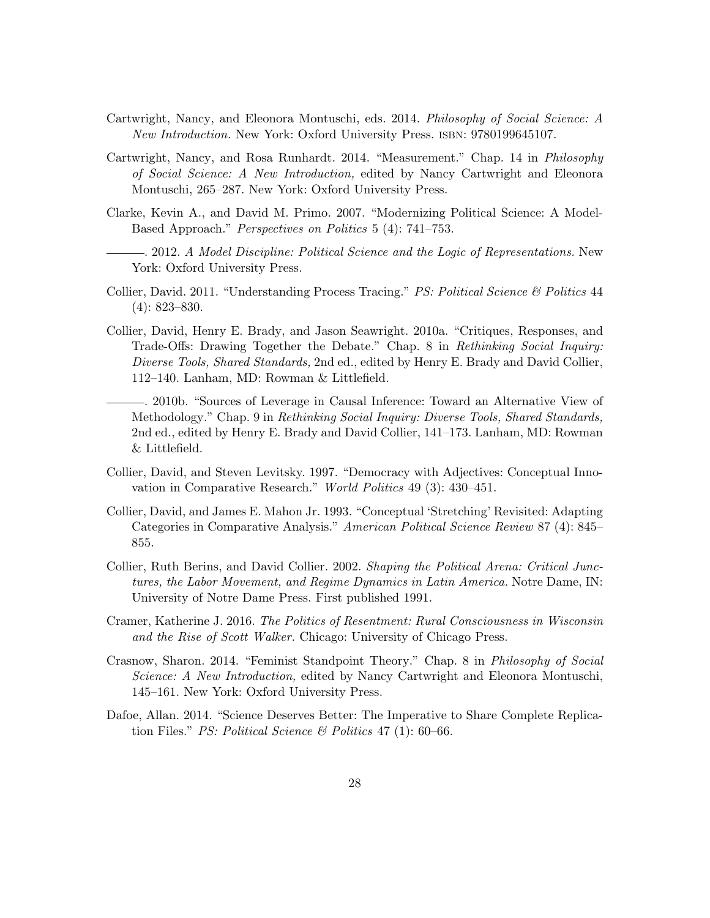Cartwright, Nancy, and Eleonora Montuschi, eds. 2014. *Philosophy of Social Science: A New Introduction.* New York: Oxford University Press. ISBN: 9780199645107.

Cartwright, Nancy, and Rosa Runhardt. 2014. "Measurement." Chap. 14 in *Philosophy of Social Science: A New Introduction,* edited by Nancy Cartwright and Eleonora Montuschi, 265–287. New York: Oxford University Press.

Clarke, Kevin A., and David M. Primo. 2007. "Modernizing Political Science: A Model-Based Approach." *Perspectives on Politics* 5 (4): 741–753.

———. 2012. *A Model Discipline: Political Science and the Logic of Representations.* New York: Oxford University Press.

Collier, David. 2011. "Understanding Process Tracing." *PS: Political Science & Politics* 44 (4): 823–830.

Collier, David, Henry E. Brady, and Jason Seawright. 2010a. "Critiques, Responses, and Trade-Offs: Drawing Together the Debate." Chap. 8 in *Rethinking Social Inquiry: Diverse Tools, Shared Standards,* 2nd ed., edited by Henry E. Brady and David Collier, 112–140. Lanham, MD: Rowman & Littlefield.

———. 2010b. "Sources of Leverage in Causal Inference: Toward an Alternative View of Methodology." Chap. 9 in *Rethinking Social Inquiry: Diverse Tools, Shared Standards,* 2nd ed., edited by Henry E. Brady and David Collier, 141–173. Lanham, MD: Rowman & Littlefield.

Collier, David, and Steven Levitsky. 1997. "Democracy with Adjectives: Conceptual Innovation in Comparative Research." *World Politics* 49 (3): 430–451.

Collier, David, and James E. Mahon Jr. 1993. "Conceptual 'Stretching' Revisited: Adapting Categories in Comparative Analysis." *American Political Science Review* 87 (4): 845–855.

Collier, Ruth Berins, and David Collier. 2002. *Shaping the Political Arena: Critical Junctures, the Labor Movement, and Regime Dynamics in Latin America.* Notre Dame, IN: University of Notre Dame Press. First published 1991.

Cramer, Katherine J. 2016. *The Politics of Resentment: Rural Consciousness in Wisconsin and the Rise of Scott Walker.* Chicago: University of Chicago Press.

Crasnow, Sharon. 2014. "Feminist Standpoint Theory." Chap. 8 in *Philosophy of Social Science: A New Introduction,* edited by Nancy Cartwright and Eleonora Montuschi, 145–161. New York: Oxford University Press.

Dafoe, Allan. 2014. "Science Deserves Better: The Imperative to Share Complete Replication Files." *PS: Political Science & Politics* 47 (1): 60–66.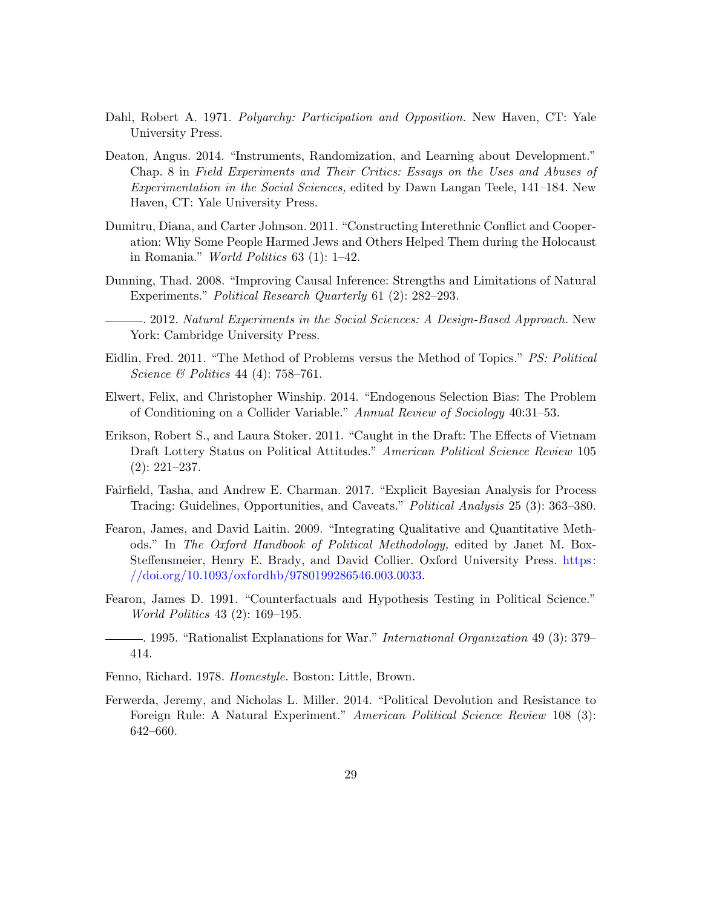Dahl, Robert A. 1971. *Polyarchy: Participation and Opposition.* New Haven, CT: Yale University Press.

Deaton, Angus. 2014. "Instruments, Randomization, and Learning about Development." Chap. 8 in *Field Experiments and Their Critics: Essays on the Uses and Abuses of Experimentation in the Social Sciences,* edited by Dawn Langan Teele, 141–184. New Haven, CT: Yale University Press.

Dumitru, Diana, and Carter Johnson. 2011. "Constructing Interethnic Conflict and Cooperation: Why Some People Harmed Jews and Others Helped Them during the Holocaust in Romania." *World Politics* 63 (1): 1–42.

Dunning, Thad. 2008. "Improving Causal Inference: Strengths and Limitations of Natural Experiments." *Political Research Quarterly* 61 (2): 282–293.

———. 2012. *Natural Experiments in the Social Sciences: A Design-Based Approach.* New York: Cambridge University Press.

Eidlin, Fred. 2011. "The Method of Problems versus the Method of Topics." *PS: Political Science & Politics* 44 (4): 758–761.

Elwert, Felix, and Christopher Winship. 2014. "Endogenous Selection Bias: The Problem of Conditioning on a Collider Variable." *Annual Review of Sociology* 40:31–53.

Erikson, Robert S., and Laura Stoker. 2011. "Caught in the Draft: The Effects of Vietnam Draft Lottery Status on Political Attitudes." *American Political Science Review* 105 (2): 221–237.

Fairfield, Tasha, and Andrew E. Charman. 2017. "Explicit Bayesian Analysis for Process Tracing: Guidelines, Opportunities, and Caveats." *Political Analysis* 25 (3): 363–380.

Fearon, James, and David Laitin. 2009. "Integrating Qualitative and Quantitative Methods." In *The Oxford Handbook of Political Methodology,* edited by Janet M. Box-Steffensmeier, Henry E. Brady, and David Collier. Oxford University Press. https://doi.org/10.1093/oxfordhb/9780199286546.003.0033.

Fearon, James D. 1991. "Counterfactuals and Hypothesis Testing in Political Science." *World Politics* 43 (2): 169–195.

———. 1995. "Rationalist Explanations for War." *International Organization* 49 (3): 379–414.

Fenno, Richard. 1978. *Homestyle.* Boston: Little, Brown.

Ferwerda, Jeremy, and Nicholas L. Miller. 2014. "Political Devolution and Resistance to Foreign Rule: A Natural Experiment." *American Political Science Review* 108 (3): 642–660.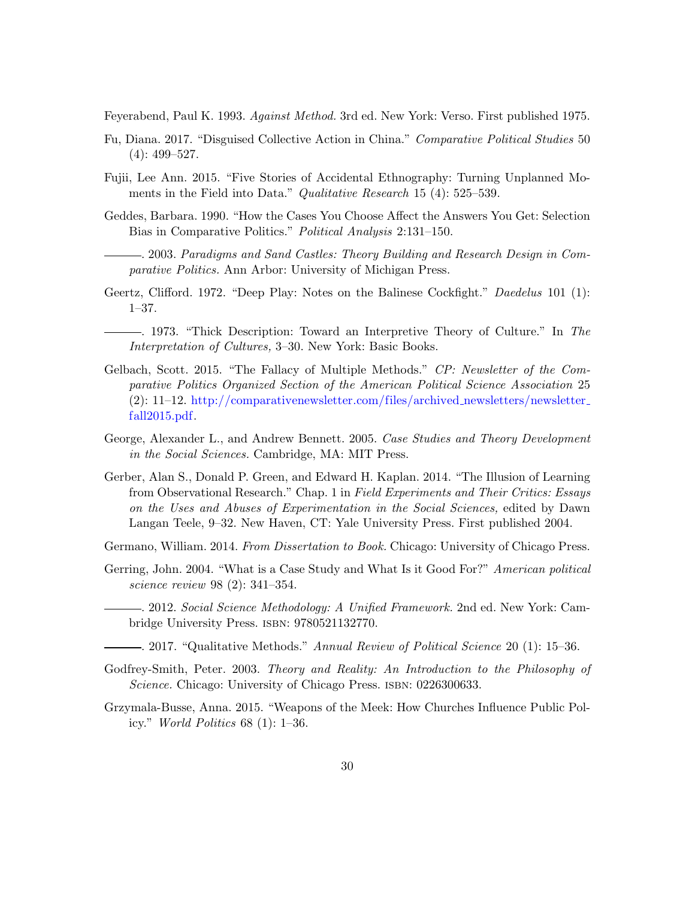Feyerabend, Paul K. 1993. *Against Method.* 3rd ed. New York: Verso. First published 1975.

Fu, Diana. 2017. "Disguised Collective Action in China." *Comparative Political Studies* 50 (4): 499–527.

Fujii, Lee Ann. 2015. "Five Stories of Accidental Ethnography: Turning Unplanned Moments in the Field into Data." *Qualitative Research* 15 (4): 525–539.

Geddes, Barbara. 1990. "How the Cases You Choose Affect the Answers You Get: Selection Bias in Comparative Politics." *Political Analysis* 2:131–150.

———. 2003. *Paradigms and Sand Castles: Theory Building and Research Design in Comparative Politics.* Ann Arbor: University of Michigan Press.

Geertz, Clifford. 1972. "Deep Play: Notes on the Balinese Cockfight." *Daedelus* 101 (1): 1–37.

———. 1973. "Thick Description: Toward an Interpretive Theory of Culture." In *The Interpretation of Cultures,* 3–30. New York: Basic Books.

Gelbach, Scott. 2015. "The Fallacy of Multiple Methods." *CP: Newsletter of the Comparative Politics Organized Section of the American Political Science Association* 25 (2): 11–12. http://comparativenewsletter.com/files/archived_newsletters/newsletter_fall2015.pdf.

George, Alexander L., and Andrew Bennett. 2005. *Case Studies and Theory Development in the Social Sciences.* Cambridge, MA: MIT Press.

Gerber, Alan S., Donald P. Green, and Edward H. Kaplan. 2014. "The Illusion of Learning from Observational Research." Chap. 1 in *Field Experiments and Their Critics: Essays on the Uses and Abuses of Experimentation in the Social Sciences,* edited by Dawn Langan Teele, 9–32. New Haven, CT: Yale University Press. First published 2004.

Germano, William. 2014. *From Dissertation to Book.* Chicago: University of Chicago Press.

Gerring, John. 2004. "What is a Case Study and What Is it Good For?" *American political science review* 98 (2): 341–354.

———. 2012. *Social Science Methodology: A Unified Framework.* 2nd ed. New York: Cambridge University Press. ISBN: 9780521132770.

———. 2017. "Qualitative Methods." *Annual Review of Political Science* 20 (1): 15–36.

Godfrey-Smith, Peter. 2003. *Theory and Reality: An Introduction to the Philosophy of Science.* Chicago: University of Chicago Press. ISBN: 0226300633.

Grzymala-Busse, Anna. 2015. "Weapons of the Meek: How Churches Influence Public Policy." *World Politics* 68 (1): 1–36.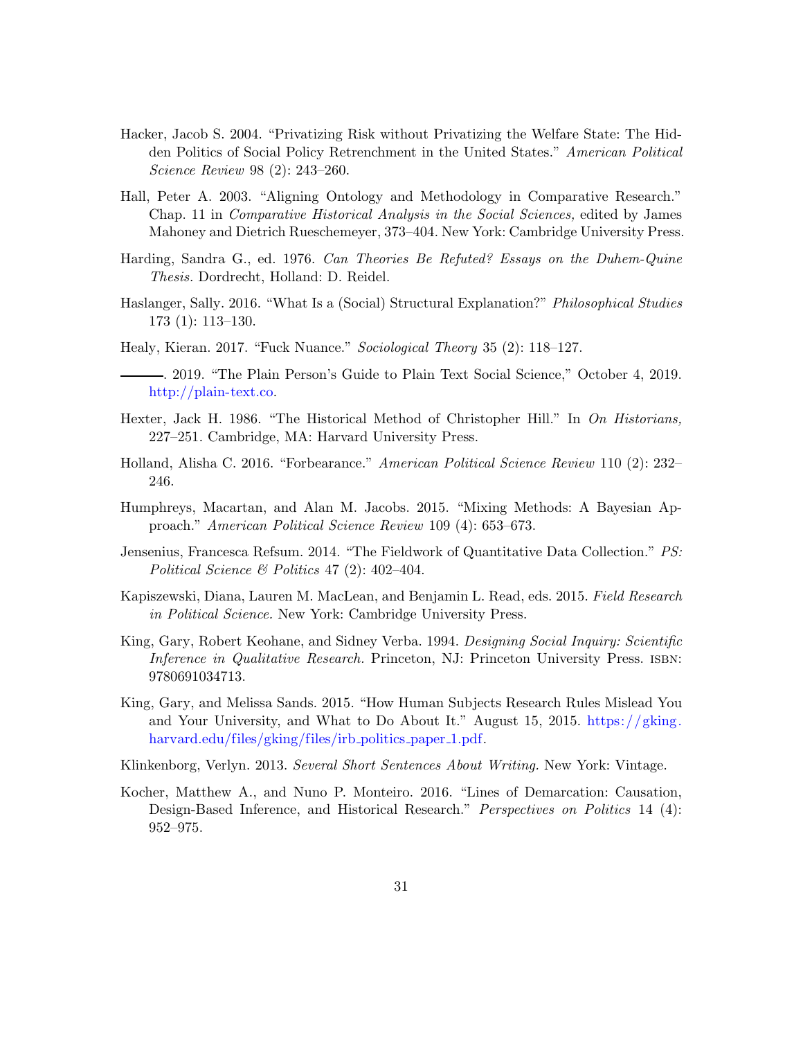Hacker, Jacob S. 2004. "Privatizing Risk without Privatizing the Welfare State: The Hidden Politics of Social Policy Retrenchment in the United States." *American Political Science Review* 98 (2): 243–260.

Hall, Peter A. 2003. "Aligning Ontology and Methodology in Comparative Research." Chap. 11 in *Comparative Historical Analysis in the Social Sciences,* edited by James Mahoney and Dietrich Rueschemeyer, 373–404. New York: Cambridge University Press.

Harding, Sandra G., ed. 1976. *Can Theories Be Refuted? Essays on the Duhem-Quine Thesis.* Dordrecht, Holland: D. Reidel.

Haslanger, Sally. 2016. "What Is a (Social) Structural Explanation?" *Philosophical Studies* 173 (1): 113–130.

Healy, Kieran. 2017. "Fuck Nuance." *Sociological Theory* 35 (2): 118–127.

———. 2019. "The Plain Person's Guide to Plain Text Social Science," October 4, 2019. http://plain-text.co.

Hexter, Jack H. 1986. "The Historical Method of Christopher Hill." In *On Historians,* 227–251. Cambridge, MA: Harvard University Press.

Holland, Alisha C. 2016. "Forbearance." *American Political Science Review* 110 (2): 232–246.

Humphreys, Macartan, and Alan M. Jacobs. 2015. "Mixing Methods: A Bayesian Approach." *American Political Science Review* 109 (4): 653–673.

Jensenius, Francesca Refsum. 2014. "The Fieldwork of Quantitative Data Collection." *PS: Political Science & Politics* 47 (2): 402–404.

Kapiszewski, Diana, Lauren M. MacLean, and Benjamin L. Read, eds. 2015. *Field Research in Political Science.* New York: Cambridge University Press.

King, Gary, Robert Keohane, and Sidney Verba. 1994. *Designing Social Inquiry: Scientific Inference in Qualitative Research.* Princeton, NJ: Princeton University Press. ISBN: 9780691034713.

King, Gary, and Melissa Sands. 2015. "How Human Subjects Research Rules Mislead You and Your University, and What to Do About It." August 15, 2015. https://gking.harvard.edu/files/gking/files/irb_politics_paper_1.pdf.

Klinkenborg, Verlyn. 2013. *Several Short Sentences About Writing.* New York: Vintage.

Kocher, Matthew A., and Nuno P. Monteiro. 2016. "Lines of Demarcation: Causation, Design-Based Inference, and Historical Research." *Perspectives on Politics* 14 (4): 952–975.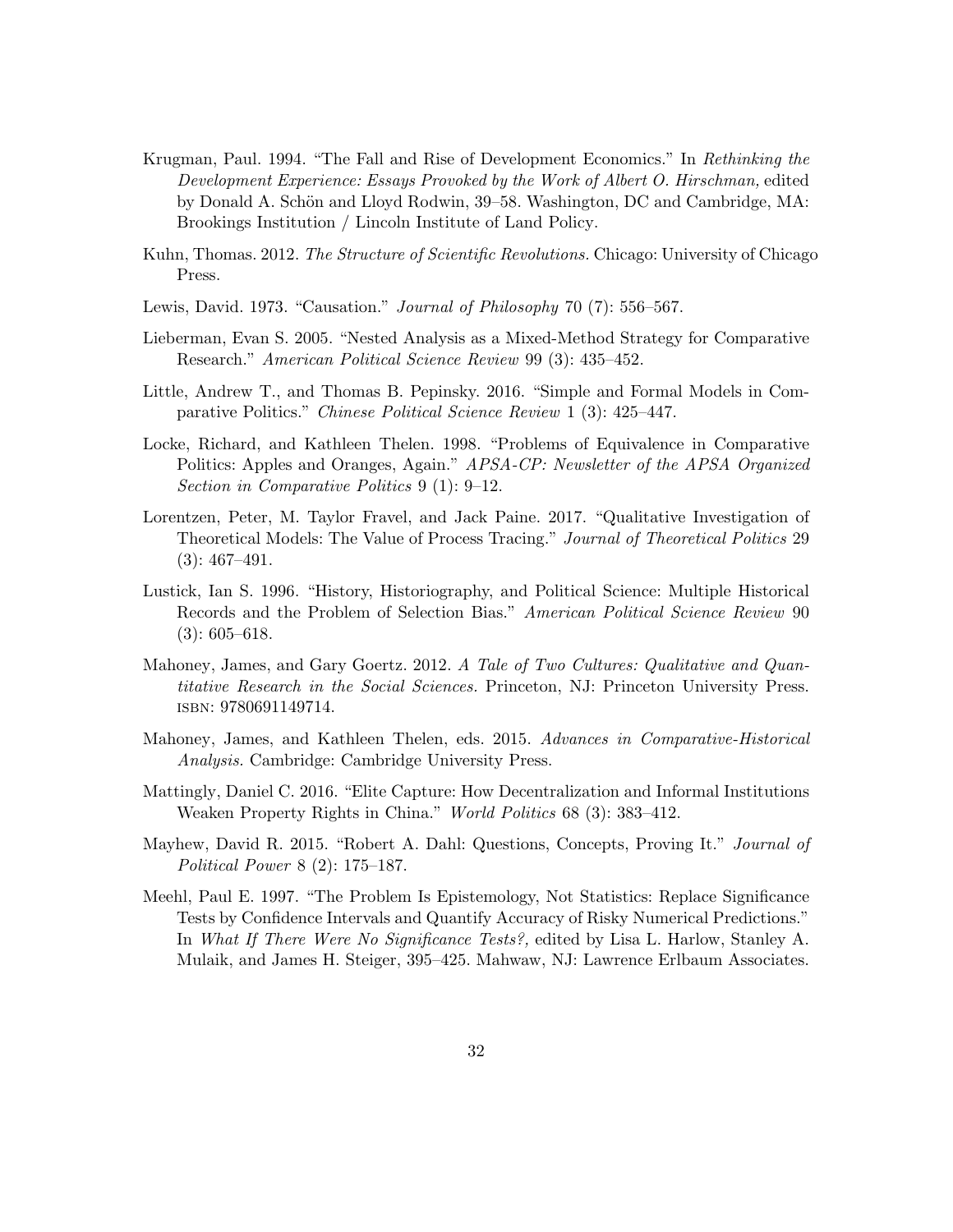Krugman, Paul. 1994. "The Fall and Rise of Development Economics." In *Rethinking the Development Experience: Essays Provoked by the Work of Albert O. Hirschman,* edited by Donald A. Schön and Lloyd Rodwin, 39–58. Washington, DC and Cambridge, MA: Brookings Institution / Lincoln Institute of Land Policy.

Kuhn, Thomas. 2012. *The Structure of Scientific Revolutions.* Chicago: University of Chicago Press.

Lewis, David. 1973. "Causation." *Journal of Philosophy* 70 (7): 556–567.

Lieberman, Evan S. 2005. "Nested Analysis as a Mixed-Method Strategy for Comparative Research." *American Political Science Review* 99 (3): 435–452.

Little, Andrew T., and Thomas B. Pepinsky. 2016. "Simple and Formal Models in Comparative Politics." *Chinese Political Science Review* 1 (3): 425–447.

Locke, Richard, and Kathleen Thelen. 1998. "Problems of Equivalence in Comparative Politics: Apples and Oranges, Again." *APSA-CP: Newsletter of the APSA Organized Section in Comparative Politics* 9 (1): 9–12.

Lorentzen, Peter, M. Taylor Fravel, and Jack Paine. 2017. "Qualitative Investigation of Theoretical Models: The Value of Process Tracing." *Journal of Theoretical Politics* 29 (3): 467–491.

Lustick, Ian S. 1996. "History, Historiography, and Political Science: Multiple Historical Records and the Problem of Selection Bias." *American Political Science Review* 90 (3): 605–618.

Mahoney, James, and Gary Goertz. 2012. *A Tale of Two Cultures: Qualitative and Quantitative Research in the Social Sciences.* Princeton, NJ: Princeton University Press. ISBN: 9780691149714.

Mahoney, James, and Kathleen Thelen, eds. 2015. *Advances in Comparative-Historical Analysis.* Cambridge: Cambridge University Press.

Mattingly, Daniel C. 2016. "Elite Capture: How Decentralization and Informal Institutions Weaken Property Rights in China." *World Politics* 68 (3): 383–412.

Mayhew, David R. 2015. "Robert A. Dahl: Questions, Concepts, Proving It." *Journal of Political Power* 8 (2): 175–187.

Meehl, Paul E. 1997. "The Problem Is Epistemology, Not Statistics: Replace Significance Tests by Confidence Intervals and Quantify Accuracy of Risky Numerical Predictions." In *What If There Were No Significance Tests?,* edited by Lisa L. Harlow, Stanley A. Mulaik, and James H. Steiger, 395–425. Mahwaw, NJ: Lawrence Erlbaum Associates.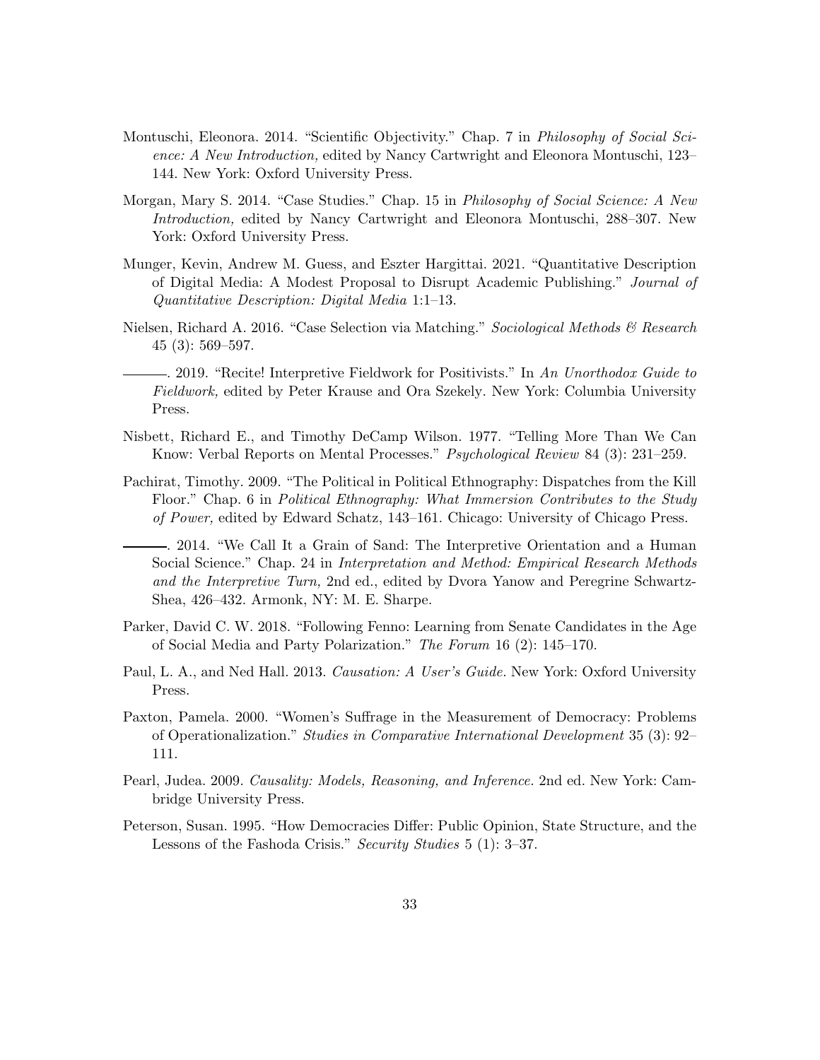Montuschi, Eleonora. 2014. "Scientific Objectivity." Chap. 7 in *Philosophy of Social Science: A New Introduction,* edited by Nancy Cartwright and Eleonora Montuschi, 123–144. New York: Oxford University Press.

Morgan, Mary S. 2014. "Case Studies." Chap. 15 in *Philosophy of Social Science: A New Introduction,* edited by Nancy Cartwright and Eleonora Montuschi, 288–307. New York: Oxford University Press.

Munger, Kevin, Andrew M. Guess, and Eszter Hargittai. 2021. "Quantitative Description of Digital Media: A Modest Proposal to Disrupt Academic Publishing." *Journal of Quantitative Description: Digital Media* 1:1–13.

Nielsen, Richard A. 2016. "Case Selection via Matching." *Sociological Methods & Research* 45 (3): 569–597.

———. 2019. "Recite! Interpretive Fieldwork for Positivists." In *An Unorthodox Guide to Fieldwork,* edited by Peter Krause and Ora Szekely. New York: Columbia University Press.

Nisbett, Richard E., and Timothy DeCamp Wilson. 1977. "Telling More Than We Can Know: Verbal Reports on Mental Processes." *Psychological Review* 84 (3): 231–259.

Pachirat, Timothy. 2009. "The Political in Political Ethnography: Dispatches from the Kill Floor." Chap. 6 in *Political Ethnography: What Immersion Contributes to the Study of Power,* edited by Edward Schatz, 143–161. Chicago: University of Chicago Press.

———. 2014. "We Call It a Grain of Sand: The Interpretive Orientation and a Human Social Science." Chap. 24 in *Interpretation and Method: Empirical Research Methods and the Interpretive Turn,* 2nd ed., edited by Dvora Yanow and Peregrine Schwartz-Shea, 426–432. Armonk, NY: M. E. Sharpe.

Parker, David C. W. 2018. "Following Fenno: Learning from Senate Candidates in the Age of Social Media and Party Polarization." *The Forum* 16 (2): 145–170.

Paul, L. A., and Ned Hall. 2013. *Causation: A User's Guide.* New York: Oxford University Press.

Paxton, Pamela. 2000. "Women's Suffrage in the Measurement of Democracy: Problems of Operationalization." *Studies in Comparative International Development* 35 (3): 92–111.

Pearl, Judea. 2009. *Causality: Models, Reasoning, and Inference.* 2nd ed. New York: Cambridge University Press.

Peterson, Susan. 1995. "How Democracies Differ: Public Opinion, State Structure, and the Lessons of the Fashoda Crisis." *Security Studies* 5 (1): 3–37.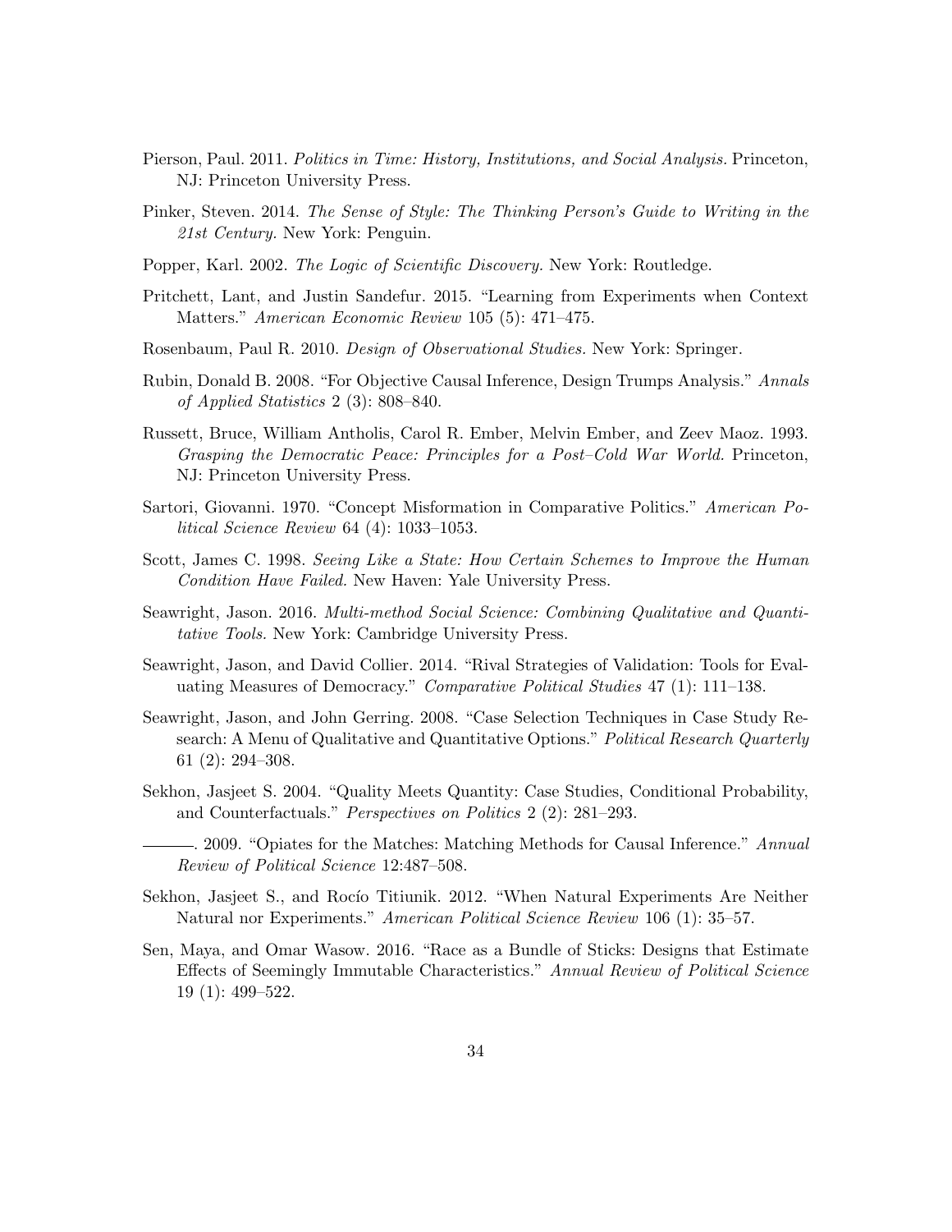Pierson, Paul. 2011. *Politics in Time: History, Institutions, and Social Analysis.* Princeton, NJ: Princeton University Press.

Pinker, Steven. 2014. *The Sense of Style: The Thinking Person's Guide to Writing in the 21st Century.* New York: Penguin.

Popper, Karl. 2002. *The Logic of Scientific Discovery.* New York: Routledge.

Pritchett, Lant, and Justin Sandefur. 2015. "Learning from Experiments when Context Matters." *American Economic Review* 105 (5): 471–475.

Rosenbaum, Paul R. 2010. *Design of Observational Studies.* New York: Springer.

Rubin, Donald B. 2008. "For Objective Causal Inference, Design Trumps Analysis." *Annals of Applied Statistics* 2 (3): 808–840.

Russett, Bruce, William Antholis, Carol R. Ember, Melvin Ember, and Zeev Maoz. 1993. *Grasping the Democratic Peace: Principles for a Post–Cold War World.* Princeton, NJ: Princeton University Press.

Sartori, Giovanni. 1970. "Concept Misformation in Comparative Politics." *American Political Science Review* 64 (4): 1033–1053.

Scott, James C. 1998. *Seeing Like a State: How Certain Schemes to Improve the Human Condition Have Failed.* New Haven: Yale University Press.

Seawright, Jason. 2016. *Multi-method Social Science: Combining Qualitative and Quantitative Tools.* New York: Cambridge University Press.

Seawright, Jason, and David Collier. 2014. "Rival Strategies of Validation: Tools for Evaluating Measures of Democracy." *Comparative Political Studies* 47 (1): 111–138.

Seawright, Jason, and John Gerring. 2008. "Case Selection Techniques in Case Study Research: A Menu of Qualitative and Quantitative Options." *Political Research Quarterly* 61 (2): 294–308.

Sekhon, Jasjeet S. 2004. "Quality Meets Quantity: Case Studies, Conditional Probability, and Counterfactuals." *Perspectives on Politics* 2 (2): 281–293.

———. 2009. "Opiates for the Matches: Matching Methods for Causal Inference." *Annual Review of Political Science* 12:487–508.

Sekhon, Jasjeet S., and Rocío Titiunik. 2012. "When Natural Experiments Are Neither Natural nor Experiments." *American Political Science Review* 106 (1): 35–57.

Sen, Maya, and Omar Wasow. 2016. "Race as a Bundle of Sticks: Designs that Estimate Effects of Seemingly Immutable Characteristics." *Annual Review of Political Science* 19 (1): 499–522.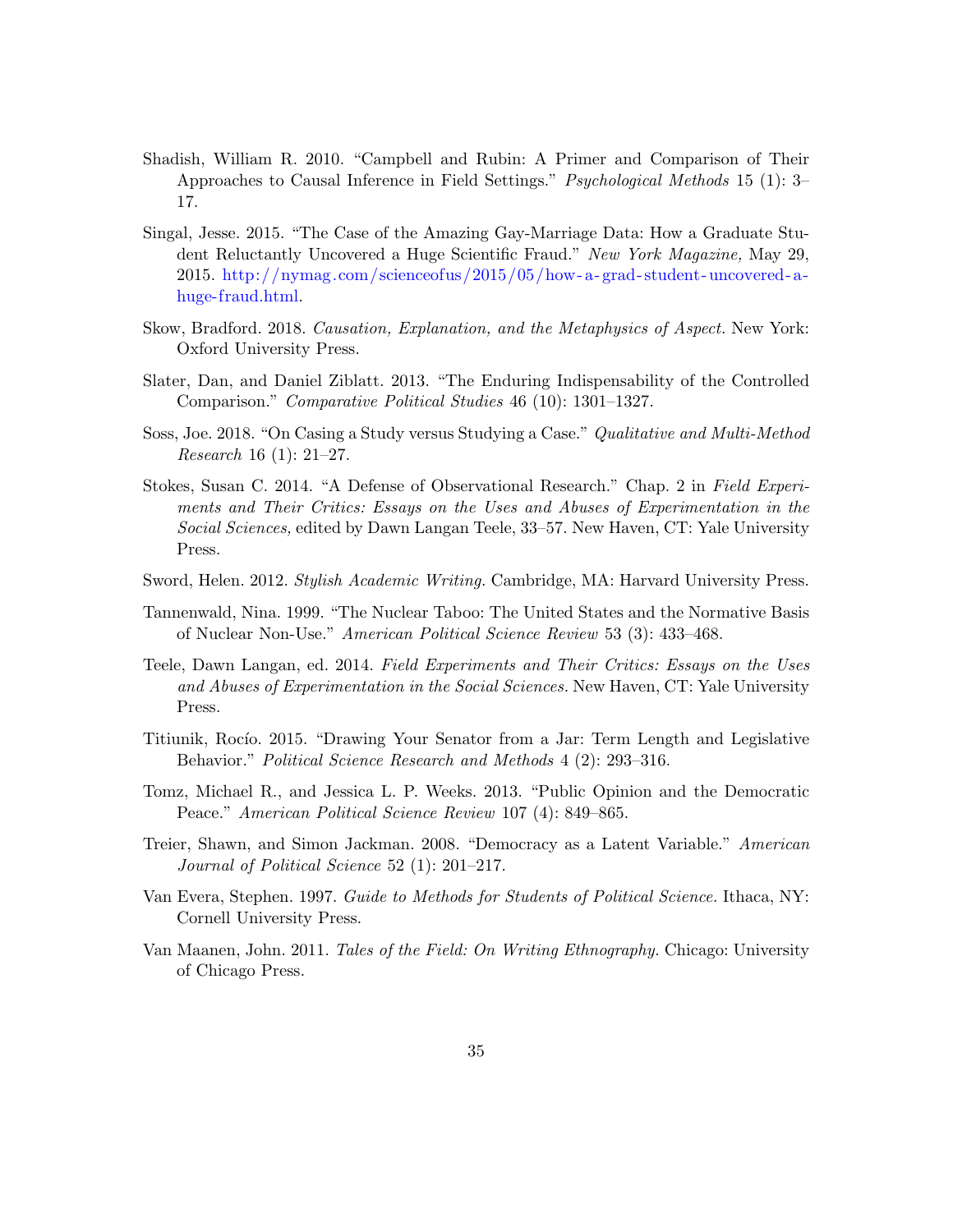Shadish, William R. 2010. "Campbell and Rubin: A Primer and Comparison of Their Approaches to Causal Inference in Field Settings." *Psychological Methods* 15 (1): 3–17.

Singal, Jesse. 2015. "The Case of the Amazing Gay-Marriage Data: How a Graduate Student Reluctantly Uncovered a Huge Scientific Fraud." *New York Magazine,* May 29, 2015. http://nymag.com/scienceofus/2015/05/how-a-grad-student-uncovered-a-huge-fraud.html.

Skow, Bradford. 2018. *Causation, Explanation, and the Metaphysics of Aspect.* New York: Oxford University Press.

Slater, Dan, and Daniel Ziblatt. 2013. "The Enduring Indispensability of the Controlled Comparison." *Comparative Political Studies* 46 (10): 1301–1327.

Soss, Joe. 2018. "On Casing a Study versus Studying a Case." *Qualitative and Multi-Method Research* 16 (1): 21–27.

Stokes, Susan C. 2014. "A Defense of Observational Research." Chap. 2 in *Field Experiments and Their Critics: Essays on the Uses and Abuses of Experimentation in the Social Sciences,* edited by Dawn Langan Teele, 33–57. New Haven, CT: Yale University Press.

Sword, Helen. 2012. *Stylish Academic Writing.* Cambridge, MA: Harvard University Press.

Tannenwald, Nina. 1999. "The Nuclear Taboo: The United States and the Normative Basis of Nuclear Non-Use." *American Political Science Review* 53 (3): 433–468.

Teele, Dawn Langan, ed. 2014. *Field Experiments and Their Critics: Essays on the Uses and Abuses of Experimentation in the Social Sciences.* New Haven, CT: Yale University Press.

Titiunik, Rocío. 2015. "Drawing Your Senator from a Jar: Term Length and Legislative Behavior." *Political Science Research and Methods* 4 (2): 293–316.

Tomz, Michael R., and Jessica L. P. Weeks. 2013. "Public Opinion and the Democratic Peace." *American Political Science Review* 107 (4): 849–865.

Treier, Shawn, and Simon Jackman. 2008. "Democracy as a Latent Variable." *American Journal of Political Science* 52 (1): 201–217.

Van Evera, Stephen. 1997. *Guide to Methods for Students of Political Science.* Ithaca, NY: Cornell University Press.

Van Maanen, John. 2011. *Tales of the Field: On Writing Ethnography.* Chicago: University of Chicago Press.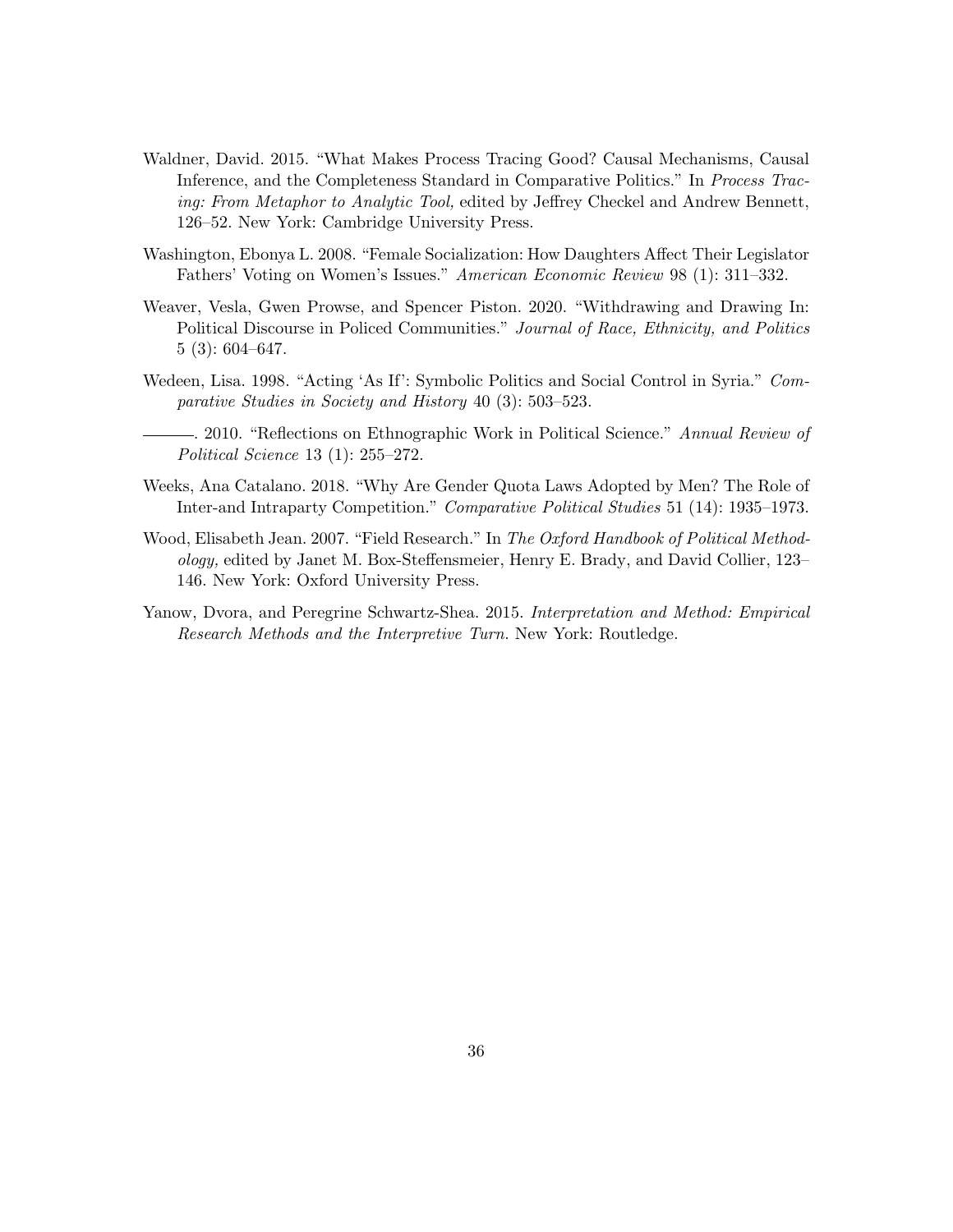Waldner, David. 2015. "What Makes Process Tracing Good? Causal Mechanisms, Causal Inference, and the Completeness Standard in Comparative Politics." In *Process Tracing: From Metaphor to Analytic Tool,* edited by Jeffrey Checkel and Andrew Bennett, 126–52. New York: Cambridge University Press.

Washington, Ebonya L. 2008. "Female Socialization: How Daughters Affect Their Legislator Fathers' Voting on Women's Issues." *American Economic Review* 98 (1): 311–332.

Weaver, Vesla, Gwen Prowse, and Spencer Piston. 2020. "Withdrawing and Drawing In: Political Discourse in Policed Communities." *Journal of Race, Ethnicity, and Politics* 5 (3): 604–647.

Wedeen, Lisa. 1998. "Acting 'As If': Symbolic Politics and Social Control in Syria." *Comparative Studies in Society and History* 40 (3): 503–523.

———. 2010. "Reflections on Ethnographic Work in Political Science." *Annual Review of Political Science* 13 (1): 255–272.

Weeks, Ana Catalano. 2018. "Why Are Gender Quota Laws Adopted by Men? The Role of Inter-and Intraparty Competition." *Comparative Political Studies* 51 (14): 1935–1973.

Wood, Elisabeth Jean. 2007. "Field Research." In *The Oxford Handbook of Political Methodology,* edited by Janet M. Box-Steffensmeier, Henry E. Brady, and David Collier, 123–146. New York: Oxford University Press.

Yanow, Dvora, and Peregrine Schwartz-Shea. 2015. *Interpretation and Method: Empirical Research Methods and the Interpretive Turn.* New York: Routledge.